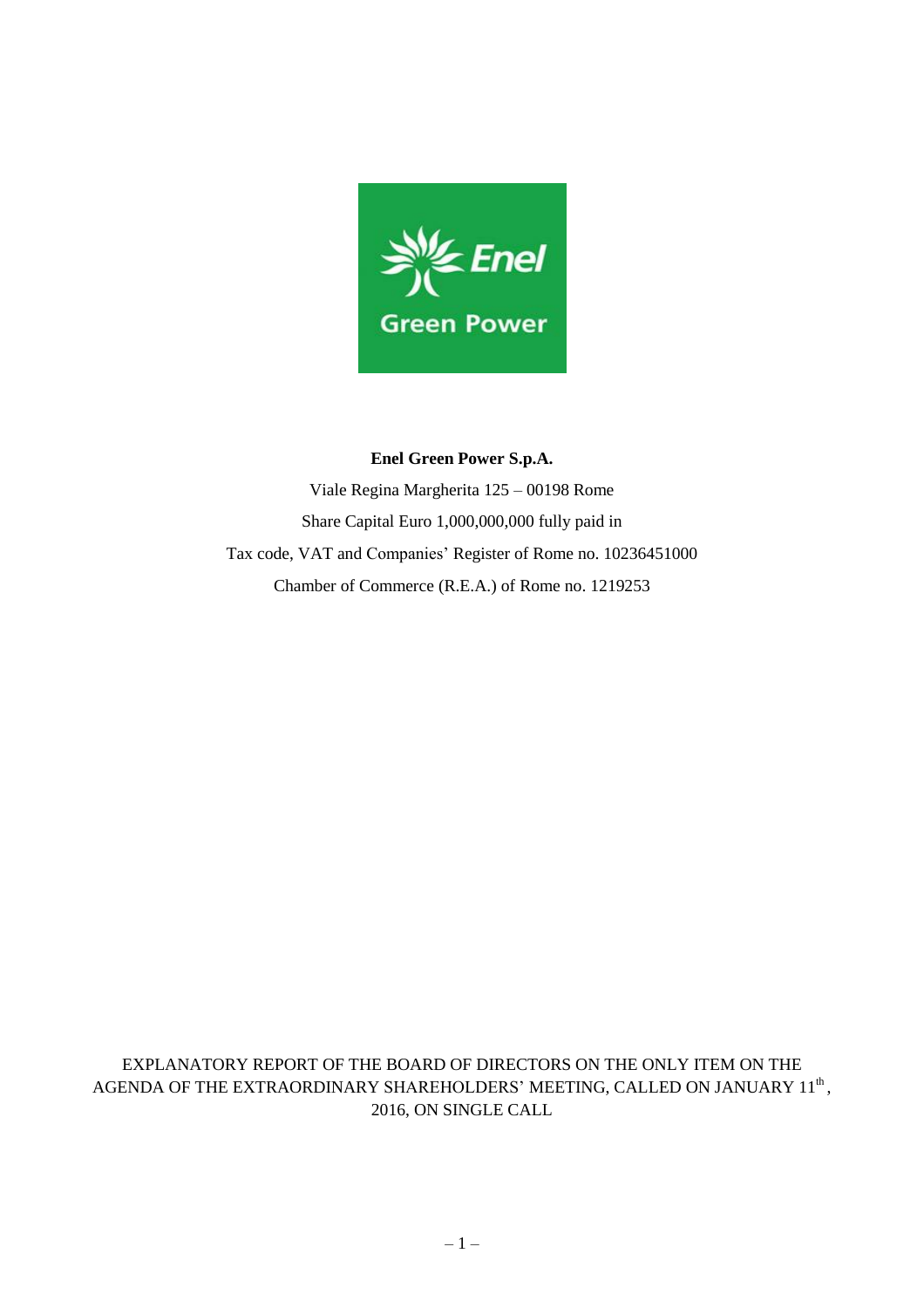**Enel Green Power S.p.A.**

Viale Regina Margherita 125 – 00198 Rome

Share Capital Euro 1,000,000,000 fully paid in

Tax code, VAT and Companies' Register of Rome no. 10236451000

Chamber of Commerce (R.E.A.) of Rome no. 1219253

EXPLANATORY REPORT OF THE BOARD OF DIRECTORS ON THE ONLY ITEM ON THE AGENDA OF THE EXTRAORDINARY SHAREHOLDERS' MEETING, CALLED ON JANUARY 11th, 2016, ON SINGLE CALL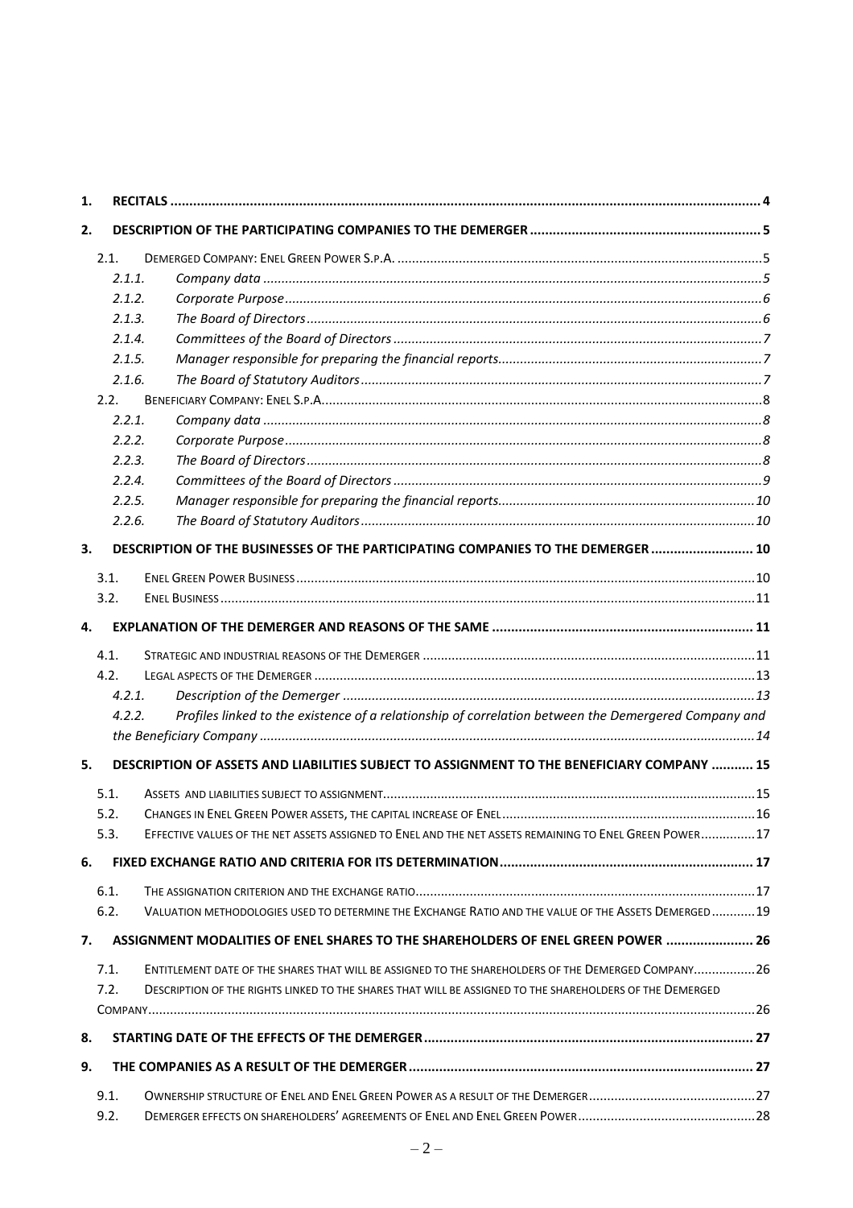| | | |
|---|---|---|
| **1.** | **RECITALS** | **4** |
| **2.** | **DESCRIPTION OF THE PARTICIPATING COMPANIES TO THE DEMERGER** | **5** |
| 2.1. | DEMERGED COMPANY: ENEL GREEN POWER S.P.A. | 5 |
| *2.1.1.* | *Company data* | *5* |
| *2.1.2.* | *Corporate Purpose* | *6* |
| *2.1.3.* | *The Board of Directors* | *6* |
| *2.1.4.* | *Committees of the Board of Directors* | *7* |
| *2.1.5.* | *Manager responsible for preparing the financial reports* | *7* |
| *2.1.6.* | *The Board of Statutory Auditors* | *7* |
| 2.2. | BENEFICIARY COMPANY: ENEL S.P.A. | 8 |
| *2.2.1.* | *Company data* | *8* |
| *2.2.2.* | *Corporate Purpose* | *8* |
| *2.2.3.* | *The Board of Directors* | *8* |
| *2.2.4.* | *Committees of the Board of Directors* | *9* |
| *2.2.5.* | *Manager responsible for preparing the financial reports* | *10* |
| *2.2.6.* | *The Board of Statutory Auditors* | *10* |
| **3.** | **DESCRIPTION OF THE BUSINESSES OF THE PARTICIPATING COMPANIES TO THE DEMERGER** | **10** |
| 3.1. | ENEL GREEN POWER BUSINESS | 10 |
| 3.2. | ENEL BUSINESS | 11 |
| **4.** | **EXPLANATION OF THE DEMERGER AND REASONS OF THE SAME** | **11** |
| 4.1. | STRATEGIC AND INDUSTRIAL REASONS OF THE DEMERGER | 11 |
| 4.2. | LEGAL ASPECTS OF THE DEMERGER | 13 |
| *4.2.1.* | *Description of the Demerger* | *13* |
| *4.2.2.* | *Profiles linked to the existence of a relationship of correlation between the Demergered Company and the Beneficiary Company* | *14* |
| **5.** | **DESCRIPTION OF ASSETS AND LIABILITIES SUBJECT TO ASSIGNMENT TO THE BENEFICIARY COMPANY** | **15** |
| 5.1. | ASSETS AND LIABILITIES SUBJECT TO ASSIGNMENT | 15 |
| 5.2. | CHANGES IN ENEL GREEN POWER ASSETS, THE CAPITAL INCREASE OF ENEL | 16 |
| 5.3. | EFFECTIVE VALUES OF THE NET ASSETS ASSIGNED TO ENEL AND THE NET ASSETS REMAINING TO ENEL GREEN POWER | 17 |
| **6.** | **FIXED EXCHANGE RATIO AND CRITERIA FOR ITS DETERMINATION** | **17** |
| 6.1. | THE ASSIGNATION CRITERION AND THE EXCHANGE RATIO | 17 |
| 6.2. | VALUATION METHODOLOGIES USED TO DETERMINE THE EXCHANGE RATIO AND THE VALUE OF THE ASSETS DEMERGED | 19 |
| **7.** | **ASSIGNMENT MODALITIES OF ENEL SHARES TO THE SHAREHOLDERS OF ENEL GREEN POWER** | **26** |
| 7.1. | ENTITLEMENT DATE OF THE SHARES THAT WILL BE ASSIGNED TO THE SHAREHOLDERS OF THE DEMERGED COMPANY | 26 |
| 7.2. | DESCRIPTION OF THE RIGHTS LINKED TO THE SHARES THAT WILL BE ASSIGNED TO THE SHAREHOLDERS OF THE DEMERGED COMPANY | 26 |
| **8.** | **STARTING DATE OF THE EFFECTS OF THE DEMERGER** | **27** |
| **9.** | **THE COMPANIES AS A RESULT OF THE DEMERGER** | **27** |
| 9.1. | OWNERSHIP STRUCTURE OF ENEL AND ENEL GREEN POWER AS A RESULT OF THE DEMERGER | 27 |
| 9.2. | DEMERGER EFFECTS ON SHAREHOLDERS' AGREEMENTS OF ENEL AND ENEL GREEN POWER | 28 |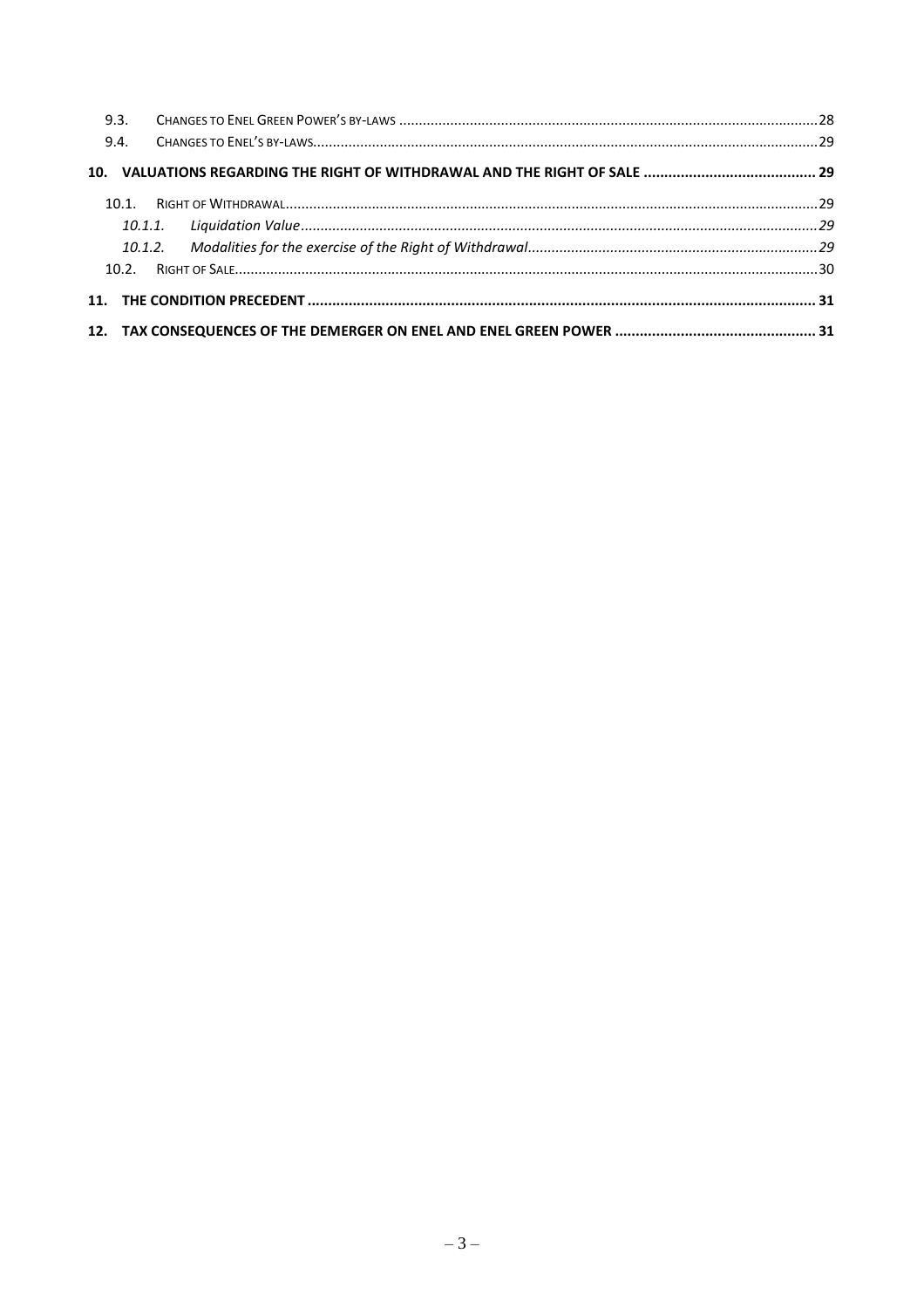9.3. CHANGES TO ENEL GREEN POWER'S BY-LAWS ........ 28
9.4. CHANGES TO ENEL'S BY-LAWS ........ 29

**10. VALUATIONS REGARDING THE RIGHT OF WITHDRAWAL AND THE RIGHT OF SALE ........ 29**

10.1. RIGHT OF WITHDRAWAL ........ 29

*10.1.1. Liquidation Value ........ 29*

*10.1.2. Modalities for the exercise of the Right of Withdrawal ........ 29*

10.2. RIGHT OF SALE ........ 30

**11. THE CONDITION PRECEDENT ........ 31**

**12. TAX CONSEQUENCES OF THE DEMERGER ON ENEL AND ENEL GREEN POWER ........ 31**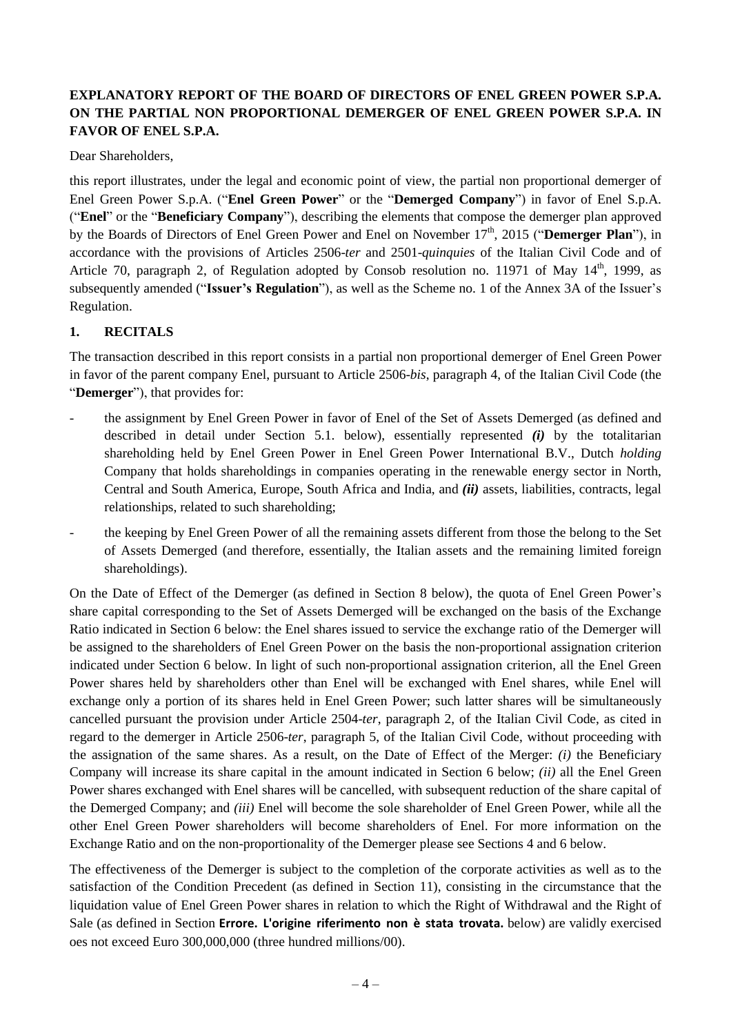**EXPLANATORY REPORT OF THE BOARD OF DIRECTORS OF ENEL GREEN POWER S.P.A. ON THE PARTIAL NON PROPORTIONAL DEMERGER OF ENEL GREEN POWER S.P.A. IN FAVOR OF ENEL S.P.A.**

Dear Shareholders,

this report illustrates, under the legal and economic point of view, the partial non proportional demerger of Enel Green Power S.p.A. ("**Enel Green Power**" or the "**Demerged Company**") in favor of Enel S.p.A. ("**Enel**" or the "**Beneficiary Company**"), describing the elements that compose the demerger plan approved by the Boards of Directors of Enel Green Power and Enel on November 17th, 2015 ("**Demerger Plan**"), in accordance with the provisions of Articles 2506-*ter* and 2501-*quinquies* of the Italian Civil Code and of Article 70, paragraph 2, of Regulation adopted by Consob resolution no. 11971 of May 14th, 1999, as subsequently amended ("**Issuer's Regulation**"), as well as the Scheme no. 1 of the Annex 3A of the Issuer's Regulation.

## 1. RECITALS

The transaction described in this report consists in a partial non proportional demerger of Enel Green Power in favor of the parent company Enel, pursuant to Article 2506-*bis*, paragraph 4, of the Italian Civil Code (the "**Demerger**"), that provides for:

- the assignment by Enel Green Power in favor of Enel of the Set of Assets Demerged (as defined and described in detail under Section 5.1. below), essentially represented ***(i)*** by the totalitarian shareholding held by Enel Green Power in Enel Green Power International B.V., Dutch *holding* Company that holds shareholdings in companies operating in the renewable energy sector in North, Central and South America, Europe, South Africa and India, and ***(ii)*** assets, liabilities, contracts, legal relationships, related to such shareholding;
- the keeping by Enel Green Power of all the remaining assets different from those the belong to the Set of Assets Demerged (and therefore, essentially, the Italian assets and the remaining limited foreign shareholdings).

On the Date of Effect of the Demerger (as defined in Section 8 below), the quota of Enel Green Power's share capital corresponding to the Set of Assets Demerged will be exchanged on the basis of the Exchange Ratio indicated in Section 6 below: the Enel shares issued to service the exchange ratio of the Demerger will be assigned to the shareholders of Enel Green Power on the basis the non-proportional assignation criterion indicated under Section 6 below. In light of such non-proportional assignation criterion, all the Enel Green Power shares held by shareholders other than Enel will be exchanged with Enel shares, while Enel will exchange only a portion of its shares held in Enel Green Power; such latter shares will be simultaneously cancelled pursuant the provision under Article 2504-*ter*, paragraph 2, of the Italian Civil Code, as cited in regard to the demerger in Article 2506-*ter*, paragraph 5, of the Italian Civil Code, without proceeding with the assignation of the same shares. As a result, on the Date of Effect of the Merger: *(i)* the Beneficiary Company will increase its share capital in the amount indicated in Section 6 below; *(ii)* all the Enel Green Power shares exchanged with Enel shares will be cancelled, with subsequent reduction of the share capital of the Demerged Company; and *(iii)* Enel will become the sole shareholder of Enel Green Power, while all the other Enel Green Power shareholders will become shareholders of Enel. For more information on the Exchange Ratio and on the non-proportionality of the Demerger please see Sections 4 and 6 below.

The effectiveness of the Demerger is subject to the completion of the corporate activities as well as to the satisfaction of the Condition Precedent (as defined in Section 11), consisting in the circumstance that the liquidation value of Enel Green Power shares in relation to which the Right of Withdrawal and the Right of Sale (as defined in Section **Errore. L'origine riferimento non è stata trovata.** below) are validly exercised oes not exceed Euro 300,000,000 (three hundred millions/00).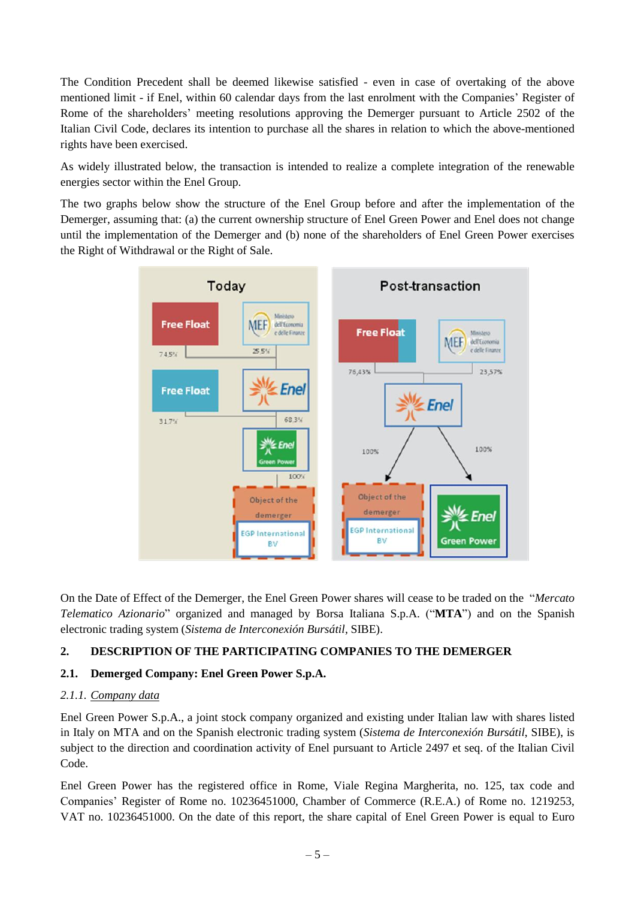The Condition Precedent shall be deemed likewise satisfied - even in case of overtaking of the above mentioned limit - if Enel, within 60 calendar days from the last enrolment with the Companies' Register of Rome of the shareholders' meeting resolutions approving the Demerger pursuant to Article 2502 of the Italian Civil Code, declares its intention to purchase all the shares in relation to which the above-mentioned rights have been exercised.

As widely illustrated below, the transaction is intended to realize a complete integration of the renewable energies sector within the Enel Group.

The two graphs below show the structure of the Enel Group before and after the implementation of the Demerger, assuming that: (a) the current ownership structure of Enel Green Power and Enel does not change until the implementation of the Demerger and (b) none of the shareholders of Enel Green Power exercises the Right of Withdrawal or the Right of Sale.

On the Date of Effect of the Demerger, the Enel Green Power shares will cease to be traded on the "*Mercato Telematico Azionario*" organized and managed by Borsa Italiana S.p.A. ("**MTA**") and on the Spanish electronic trading system (*Sistema de Interconexión Bursátil*, SIBE).

## 2. DESCRIPTION OF THE PARTICIPATING COMPANIES TO THE DEMERGER

### 2.1. Demerged Company: Enel Green Power S.p.A.

*2.1.1. Company data*

Enel Green Power S.p.A., a joint stock company organized and existing under Italian law with shares listed in Italy on MTA and on the Spanish electronic trading system (*Sistema de Interconexión Bursátil*, SIBE), is subject to the direction and coordination activity of Enel pursuant to Article 2497 et seq. of the Italian Civil Code.

Enel Green Power has the registered office in Rome, Viale Regina Margherita, no. 125, tax code and Companies' Register of Rome no. 10236451000, Chamber of Commerce (R.E.A.) of Rome no. 1219253, VAT no. 10236451000. On the date of this report, the share capital of Enel Green Power is equal to Euro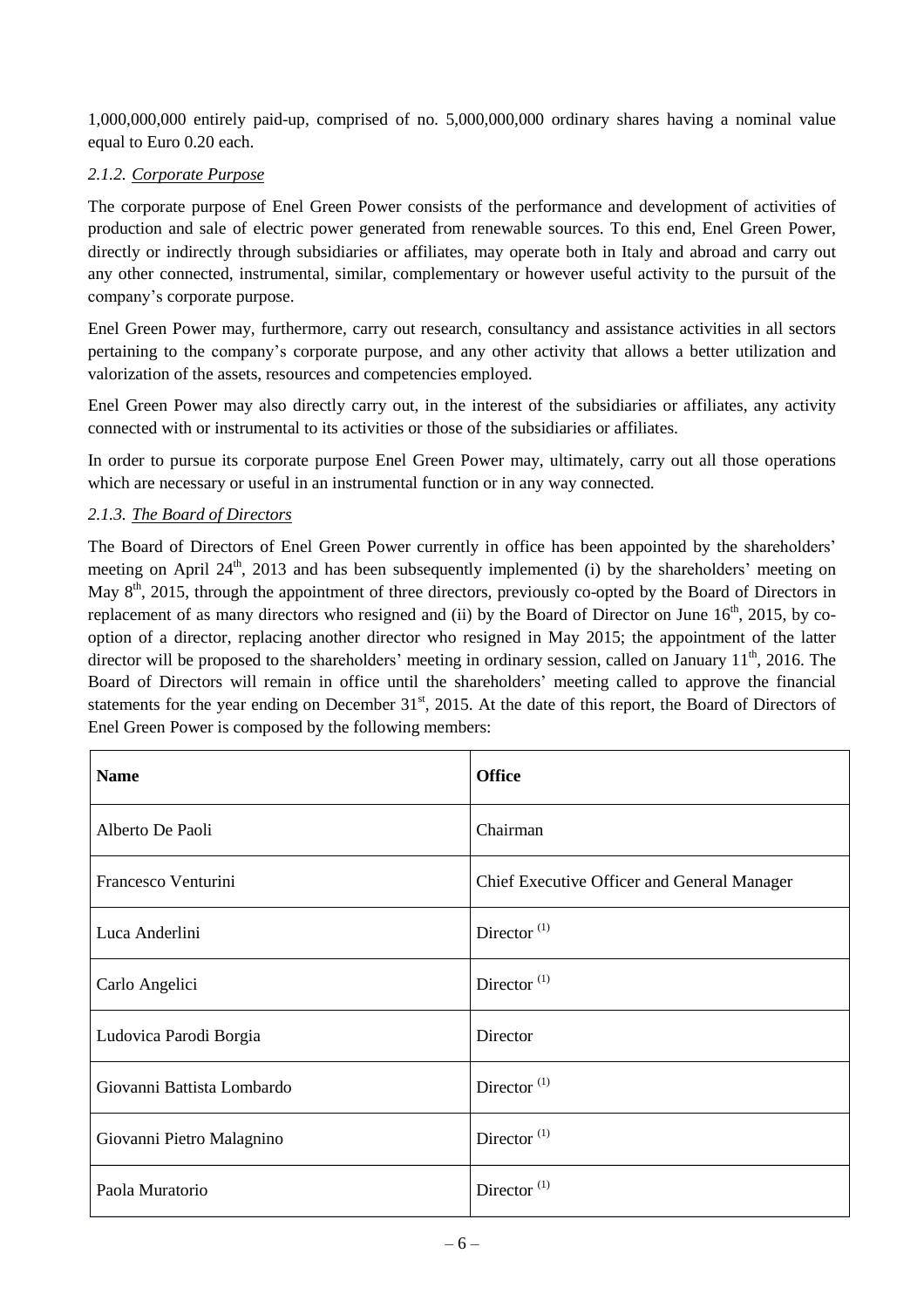1,000,000,000 entirely paid-up, comprised of no. 5,000,000,000 ordinary shares having a nominal value equal to Euro 0.20 each.

### *2.1.2. Corporate Purpose*

The corporate purpose of Enel Green Power consists of the performance and development of activities of production and sale of electric power generated from renewable sources. To this end, Enel Green Power, directly or indirectly through subsidiaries or affiliates, may operate both in Italy and abroad and carry out any other connected, instrumental, similar, complementary or however useful activity to the pursuit of the company's corporate purpose.

Enel Green Power may, furthermore, carry out research, consultancy and assistance activities in all sectors pertaining to the company's corporate purpose, and any other activity that allows a better utilization and valorization of the assets, resources and competencies employed.

Enel Green Power may also directly carry out, in the interest of the subsidiaries or affiliates, any activity connected with or instrumental to its activities or those of the subsidiaries or affiliates.

In order to pursue its corporate purpose Enel Green Power may, ultimately, carry out all those operations which are necessary or useful in an instrumental function or in any way connected.

### *2.1.3. The Board of Directors*

The Board of Directors of Enel Green Power currently in office has been appointed by the shareholders' meeting on April 24th, 2013 and has been subsequently implemented (i) by the shareholders' meeting on May 8th, 2015, through the appointment of three directors, previously co-opted by the Board of Directors in replacement of as many directors who resigned and (ii) by the Board of Director on June 16th, 2015, by co-option of a director, replacing another director who resigned in May 2015; the appointment of the latter director will be proposed to the shareholders' meeting in ordinary session, called on January 11th, 2016. The Board of Directors will remain in office until the shareholders' meeting called to approve the financial statements for the year ending on December 31st, 2015. At the date of this report, the Board of Directors of Enel Green Power is composed by the following members:

| **Name** | **Office** |
|---|---|
| Alberto De Paoli | Chairman |
| Francesco Venturini | Chief Executive Officer and General Manager |
| Luca Anderlini | Director (1) |
| Carlo Angelici | Director (1) |
| Ludovica Parodi Borgia | Director |
| Giovanni Battista Lombardo | Director (1) |
| Giovanni Pietro Malagnino | Director (1) |
| Paola Muratorio | Director (1) |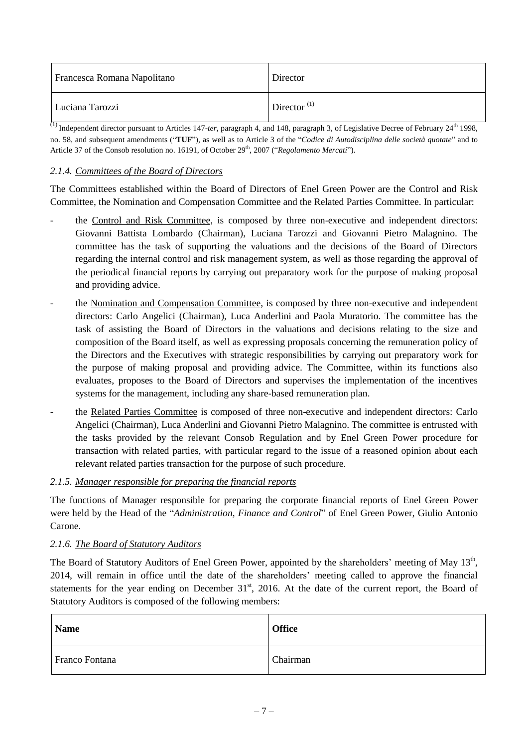| | |
|---|---|
| Francesca Romana Napolitano | Director |
| Luciana Tarozzi | Director [(1)] |

[(1)] Independent director pursuant to Articles 147-*ter*, paragraph 4, and 148, paragraph 3, of Legislative Decree of February 24th 1998, no. 58, and subsequent amendments ("**TUF**"), as well as to Article 3 of the "*Codice di Autodisciplina delle società quotate*" and to Article 37 of the Consob resolution no. 16191, of October 29th, 2007 ("*Regolamento Mercati*").

### *2.1.4. Committees of the Board of Directors*

The Committees established within the Board of Directors of Enel Green Power are the Control and Risk Committee, the Nomination and Compensation Committee and the Related Parties Committee. In particular:

- the Control and Risk Committee, is composed by three non-executive and independent directors: Giovanni Battista Lombardo (Chairman), Luciana Tarozzi and Giovanni Pietro Malagnino. The committee has the task of supporting the valuations and the decisions of the Board of Directors regarding the internal control and risk management system, as well as those regarding the approval of the periodical financial reports by carrying out preparatory work for the purpose of making proposal and providing advice.
- the Nomination and Compensation Committee, is composed by three non-executive and independent directors: Carlo Angelici (Chairman), Luca Anderlini and Paola Muratorio. The committee has the task of assisting the Board of Directors in the valuations and decisions relating to the size and composition of the Board itself, as well as expressing proposals concerning the remuneration policy of the Directors and the Executives with strategic responsibilities by carrying out preparatory work for the purpose of making proposal and providing advice. The Committee, within its functions also evaluates, proposes to the Board of Directors and supervises the implementation of the incentives systems for the management, including any share-based remuneration plan.
- the Related Parties Committee is composed of three non-executive and independent directors: Carlo Angelici (Chairman), Luca Anderlini and Giovanni Pietro Malagnino. The committee is entrusted with the tasks provided by the relevant Consob Regulation and by Enel Green Power procedure for transaction with related parties, with particular regard to the issue of a reasoned opinion about each relevant related parties transaction for the purpose of such procedure.

### *2.1.5. Manager responsible for preparing the financial reports*

The functions of Manager responsible for preparing the corporate financial reports of Enel Green Power were held by the Head of the "*Administration, Finance and Control*" of Enel Green Power, Giulio Antonio Carone.

### *2.1.6. The Board of Statutory Auditors*

The Board of Statutory Auditors of Enel Green Power, appointed by the shareholders' meeting of May 13th, 2014, will remain in office until the date of the shareholders' meeting called to approve the financial statements for the year ending on December 31st, 2016. At the date of the current report, the Board of Statutory Auditors is composed of the following members:

| **Name** | **Office** |
|---|---|
| Franco Fontana | Chairman |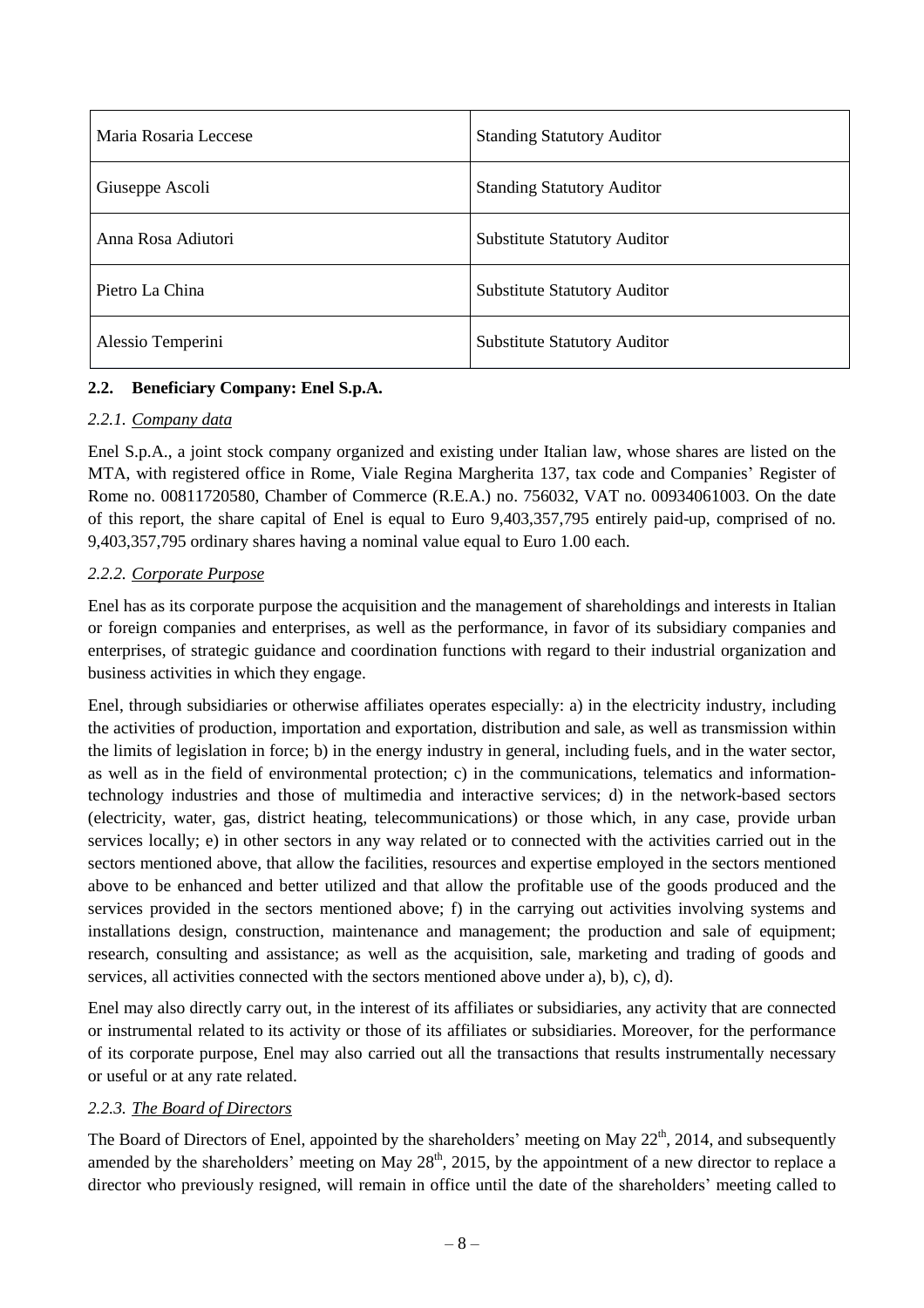| Maria Rosaria Leccese | Standing Statutory Auditor |
|---|---|
| Giuseppe Ascoli | Standing Statutory Auditor |
| Anna Rosa Adiutori | Substitute Statutory Auditor |
| Pietro La China | Substitute Statutory Auditor |
| Alessio Temperini | Substitute Statutory Auditor |

## 2.2. Beneficiary Company: Enel S.p.A.

### *2.2.1. Company data*

Enel S.p.A., a joint stock company organized and existing under Italian law, whose shares are listed on the MTA, with registered office in Rome, Viale Regina Margherita 137, tax code and Companies' Register of Rome no. 00811720580, Chamber of Commerce (R.E.A.) no. 756032, VAT no. 00934061003. On the date of this report, the share capital of Enel is equal to Euro 9,403,357,795 entirely paid-up, comprised of no. 9,403,357,795 ordinary shares having a nominal value equal to Euro 1.00 each.

### *2.2.2. Corporate Purpose*

Enel has as its corporate purpose the acquisition and the management of shareholdings and interests in Italian or foreign companies and enterprises, as well as the performance, in favor of its subsidiary companies and enterprises, of strategic guidance and coordination functions with regard to their industrial organization and business activities in which they engage.

Enel, through subsidiaries or otherwise affiliates operates especially: a) in the electricity industry, including the activities of production, importation and exportation, distribution and sale, as well as transmission within the limits of legislation in force; b) in the energy industry in general, including fuels, and in the water sector, as well as in the field of environmental protection; c) in the communications, telematics and information-technology industries and those of multimedia and interactive services; d) in the network-based sectors (electricity, water, gas, district heating, telecommunications) or those which, in any case, provide urban services locally; e) in other sectors in any way related or to connected with the activities carried out in the sectors mentioned above, that allow the facilities, resources and expertise employed in the sectors mentioned above to be enhanced and better utilized and that allow the profitable use of the goods produced and the services provided in the sectors mentioned above; f) in the carrying out activities involving systems and installations design, construction, maintenance and management; the production and sale of equipment; research, consulting and assistance; as well as the acquisition, sale, marketing and trading of goods and services, all activities connected with the sectors mentioned above under a), b), c), d).

Enel may also directly carry out, in the interest of its affiliates or subsidiaries, any activity that are connected or instrumental related to its activity or those of its affiliates or subsidiaries. Moreover, for the performance of its corporate purpose, Enel may also carried out all the transactions that results instrumentally necessary or useful or at any rate related.

### *2.2.3. The Board of Directors*

The Board of Directors of Enel, appointed by the shareholders' meeting on May 22th, 2014, and subsequently amended by the shareholders' meeting on May 28th, 2015, by the appointment of a new director to replace a director who previously resigned, will remain in office until the date of the shareholders' meeting called to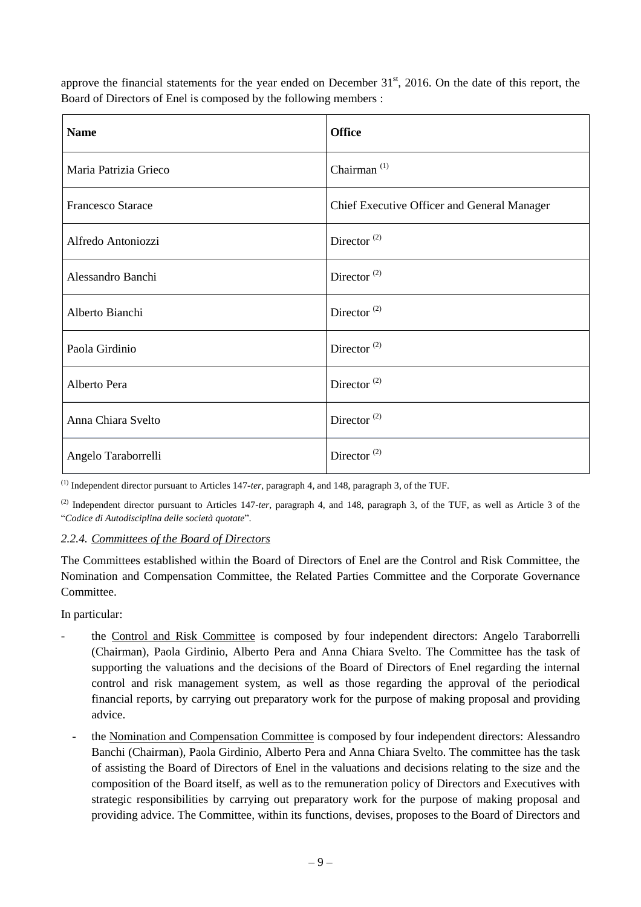approve the financial statements for the year ended on December 31st, 2016. On the date of this report, the Board of Directors of Enel is composed by the following members :

| **Name** | **Office** |
|---|---|
| Maria Patrizia Grieco | Chairman (1) |
| Francesco Starace | Chief Executive Officer and General Manager |
| Alfredo Antoniozzi | Director (2) |
| Alessandro Banchi | Director (2) |
| Alberto Bianchi | Director (2) |
| Paola Girdinio | Director (2) |
| Alberto Pera | Director (2) |
| Anna Chiara Svelto | Director (2) |
| Angelo Taraborrelli | Director (2) |

(1) Independent director pursuant to Articles 147-*ter*, paragraph 4, and 148, paragraph 3, of the TUF.

(2) Independent director pursuant to Articles 147-*ter*, paragraph 4, and 148, paragraph 3, of the TUF, as well as Article 3 of the "*Codice di Autodisciplina delle società quotate*".

### *2.2.4. Committees of the Board of Directors*

The Committees established within the Board of Directors of Enel are the Control and Risk Committee, the Nomination and Compensation Committee, the Related Parties Committee and the Corporate Governance Committee.

In particular:

- the Control and Risk Committee is composed by four independent directors: Angelo Taraborrelli (Chairman), Paola Girdinio, Alberto Pera and Anna Chiara Svelto. The Committee has the task of supporting the valuations and the decisions of the Board of Directors of Enel regarding the internal control and risk management system, as well as those regarding the approval of the periodical financial reports, by carrying out preparatory work for the purpose of making proposal and providing advice.
- the Nomination and Compensation Committee is composed by four independent directors: Alessandro Banchi (Chairman), Paola Girdinio, Alberto Pera and Anna Chiara Svelto. The committee has the task of assisting the Board of Directors of Enel in the valuations and decisions relating to the size and the composition of the Board itself, as well as to the remuneration policy of Directors and Executives with strategic responsibilities by carrying out preparatory work for the purpose of making proposal and providing advice. The Committee, within its functions, devises, proposes to the Board of Directors and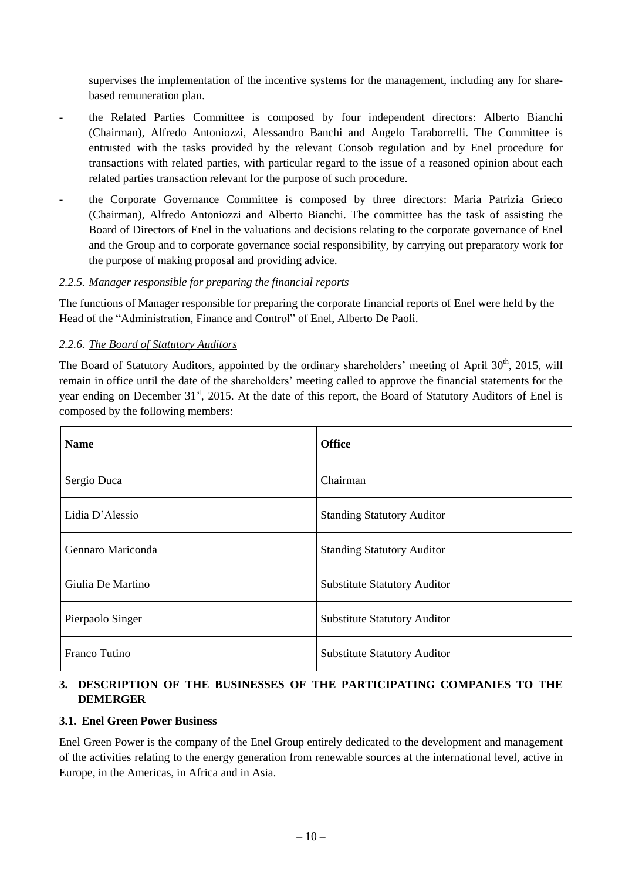supervises the implementation of the incentive systems for the management, including any for share-based remuneration plan.

- the <u>Related Parties Committee</u> is composed by four independent directors: Alberto Bianchi (Chairman), Alfredo Antoniozzi, Alessandro Banchi and Angelo Taraborrelli. The Committee is entrusted with the tasks provided by the relevant Consob regulation and by Enel procedure for transactions with related parties, with particular regard to the issue of a reasoned opinion about each related parties transaction relevant for the purpose of such procedure.
- the <u>Corporate Governance Committee</u> is composed by three directors: Maria Patrizia Grieco (Chairman), Alfredo Antoniozzi and Alberto Bianchi. The committee has the task of assisting the Board of Directors of Enel in the valuations and decisions relating to the corporate governance of Enel and the Group and to corporate governance social responsibility, by carrying out preparatory work for the purpose of making proposal and providing advice.

*2.2.5. Manager responsible for preparing the financial reports*

The functions of Manager responsible for preparing the corporate financial reports of Enel were held by the Head of the "Administration, Finance and Control" of Enel, Alberto De Paoli.

*2.2.6. The Board of Statutory Auditors*

The Board of Statutory Auditors, appointed by the ordinary shareholders' meeting of April 30th, 2015, will remain in office until the date of the shareholders' meeting called to approve the financial statements for the year ending on December 31st, 2015. At the date of this report, the Board of Statutory Auditors of Enel is composed by the following members:

| **Name** | **Office** |
|---|---|
| Sergio Duca | Chairman |
| Lidia D'Alessio | Standing Statutory Auditor |
| Gennaro Mariconda | Standing Statutory Auditor |
| Giulia De Martino | Substitute Statutory Auditor |
| Pierpaolo Singer | Substitute Statutory Auditor |
| Franco Tutino | Substitute Statutory Auditor |

## 3. DESCRIPTION OF THE BUSINESSES OF THE PARTICIPATING COMPANIES TO THE DEMERGER

### 3.1. Enel Green Power Business

Enel Green Power is the company of the Enel Group entirely dedicated to the development and management of the activities relating to the energy generation from renewable sources at the international level, active in Europe, in the Americas, in Africa and in Asia.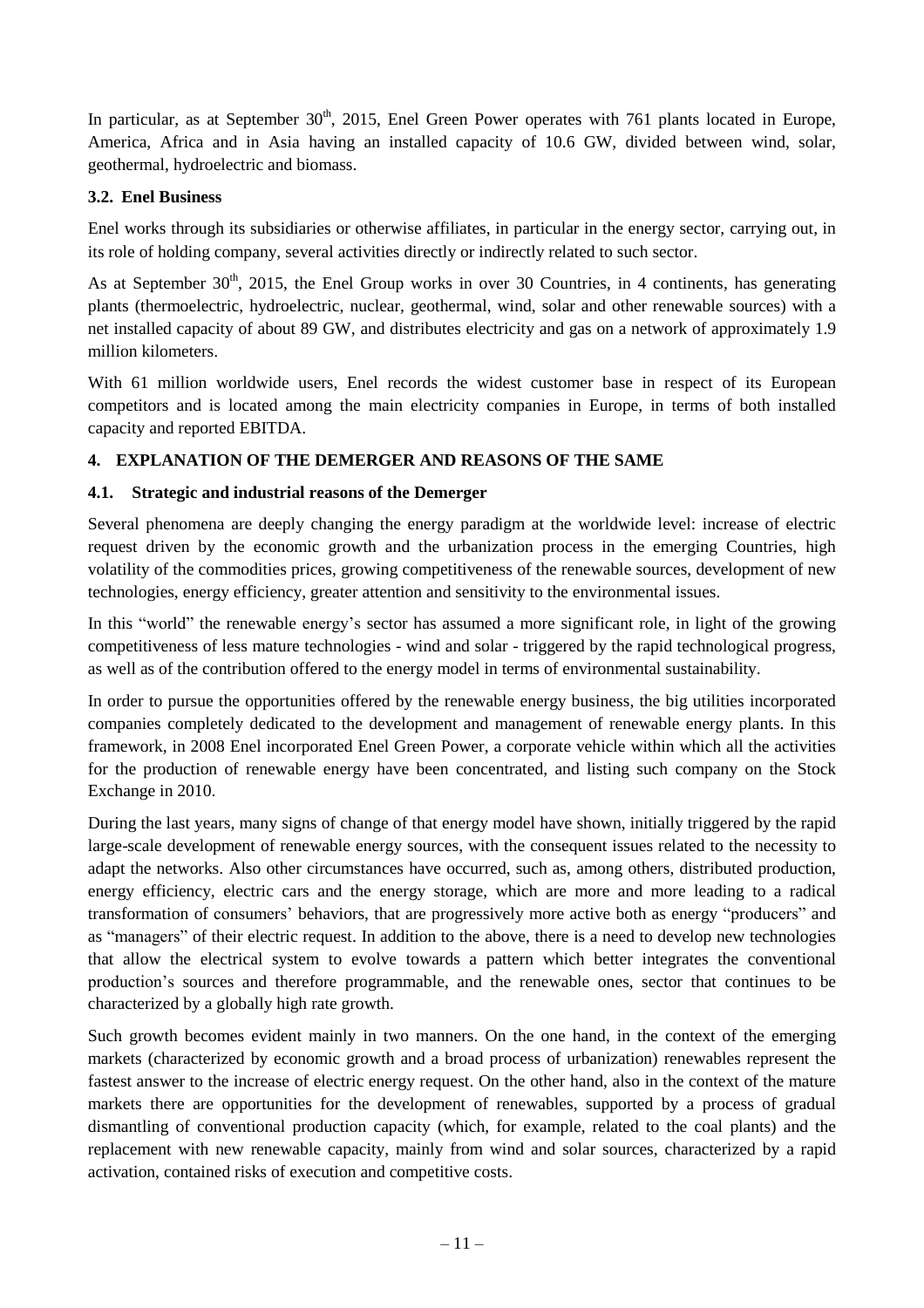In particular, as at September 30th, 2015, Enel Green Power operates with 761 plants located in Europe, America, Africa and in Asia having an installed capacity of 10.6 GW, divided between wind, solar, geothermal, hydroelectric and biomass.

### 3.2. Enel Business

Enel works through its subsidiaries or otherwise affiliates, in particular in the energy sector, carrying out, in its role of holding company, several activities directly or indirectly related to such sector.

As at September 30th, 2015, the Enel Group works in over 30 Countries, in 4 continents, has generating plants (thermoelectric, hydroelectric, nuclear, geothermal, wind, solar and other renewable sources) with a net installed capacity of about 89 GW, and distributes electricity and gas on a network of approximately 1.9 million kilometers.

With 61 million worldwide users, Enel records the widest customer base in respect of its European competitors and is located among the main electricity companies in Europe, in terms of both installed capacity and reported EBITDA.

## 4. EXPLANATION OF THE DEMERGER AND REASONS OF THE SAME

### 4.1. Strategic and industrial reasons of the Demerger

Several phenomena are deeply changing the energy paradigm at the worldwide level: increase of electric request driven by the economic growth and the urbanization process in the emerging Countries, high volatility of the commodities prices, growing competitiveness of the renewable sources, development of new technologies, energy efficiency, greater attention and sensitivity to the environmental issues.

In this "world" the renewable energy's sector has assumed a more significant role, in light of the growing competitiveness of less mature technologies - wind and solar - triggered by the rapid technological progress, as well as of the contribution offered to the energy model in terms of environmental sustainability.

In order to pursue the opportunities offered by the renewable energy business, the big utilities incorporated companies completely dedicated to the development and management of renewable energy plants. In this framework, in 2008 Enel incorporated Enel Green Power, a corporate vehicle within which all the activities for the production of renewable energy have been concentrated, and listing such company on the Stock Exchange in 2010.

During the last years, many signs of change of that energy model have shown, initially triggered by the rapid large-scale development of renewable energy sources, with the consequent issues related to the necessity to adapt the networks. Also other circumstances have occurred, such as, among others, distributed production, energy efficiency, electric cars and the energy storage, which are more and more leading to a radical transformation of consumers' behaviors, that are progressively more active both as energy "producers" and as "managers" of their electric request. In addition to the above, there is a need to develop new technologies that allow the electrical system to evolve towards a pattern which better integrates the conventional production's sources and therefore programmable, and the renewable ones, sector that continues to be characterized by a globally high rate growth.

Such growth becomes evident mainly in two manners. On the one hand, in the context of the emerging markets (characterized by economic growth and a broad process of urbanization) renewables represent the fastest answer to the increase of electric energy request. On the other hand, also in the context of the mature markets there are opportunities for the development of renewables, supported by a process of gradual dismantling of conventional production capacity (which, for example, related to the coal plants) and the replacement with new renewable capacity, mainly from wind and solar sources, characterized by a rapid activation, contained risks of execution and competitive costs.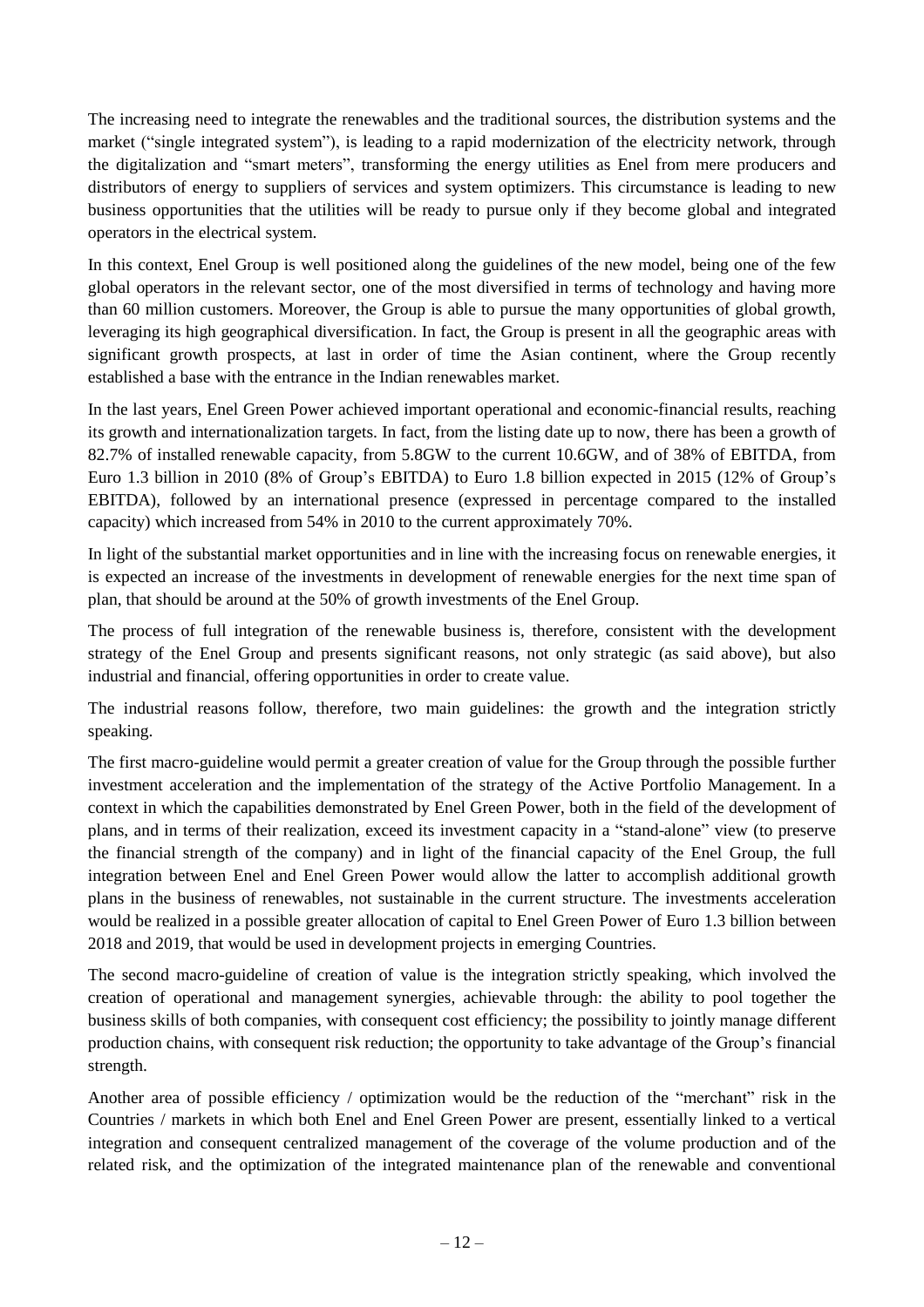The increasing need to integrate the renewables and the traditional sources, the distribution systems and the market ("single integrated system"), is leading to a rapid modernization of the electricity network, through the digitalization and "smart meters", transforming the energy utilities as Enel from mere producers and distributors of energy to suppliers of services and system optimizers. This circumstance is leading to new business opportunities that the utilities will be ready to pursue only if they become global and integrated operators in the electrical system.

In this context, Enel Group is well positioned along the guidelines of the new model, being one of the few global operators in the relevant sector, one of the most diversified in terms of technology and having more than 60 million customers. Moreover, the Group is able to pursue the many opportunities of global growth, leveraging its high geographical diversification. In fact, the Group is present in all the geographic areas with significant growth prospects, at last in order of time the Asian continent, where the Group recently established a base with the entrance in the Indian renewables market.

In the last years, Enel Green Power achieved important operational and economic-financial results, reaching its growth and internationalization targets. In fact, from the listing date up to now, there has been a growth of 82.7% of installed renewable capacity, from 5.8GW to the current 10.6GW, and of 38% of EBITDA, from Euro 1.3 billion in 2010 (8% of Group's EBITDA) to Euro 1.8 billion expected in 2015 (12% of Group's EBITDA), followed by an international presence (expressed in percentage compared to the installed capacity) which increased from 54% in 2010 to the current approximately 70%.

In light of the substantial market opportunities and in line with the increasing focus on renewable energies, it is expected an increase of the investments in development of renewable energies for the next time span of plan, that should be around at the 50% of growth investments of the Enel Group.

The process of full integration of the renewable business is, therefore, consistent with the development strategy of the Enel Group and presents significant reasons, not only strategic (as said above), but also industrial and financial, offering opportunities in order to create value.

The industrial reasons follow, therefore, two main guidelines: the growth and the integration strictly speaking.

The first macro-guideline would permit a greater creation of value for the Group through the possible further investment acceleration and the implementation of the strategy of the Active Portfolio Management. In a context in which the capabilities demonstrated by Enel Green Power, both in the field of the development of plans, and in terms of their realization, exceed its investment capacity in a "stand-alone" view (to preserve the financial strength of the company) and in light of the financial capacity of the Enel Group, the full integration between Enel and Enel Green Power would allow the latter to accomplish additional growth plans in the business of renewables, not sustainable in the current structure. The investments acceleration would be realized in a possible greater allocation of capital to Enel Green Power of Euro 1.3 billion between 2018 and 2019, that would be used in development projects in emerging Countries.

The second macro-guideline of creation of value is the integration strictly speaking, which involved the creation of operational and management synergies, achievable through: the ability to pool together the business skills of both companies, with consequent cost efficiency; the possibility to jointly manage different production chains, with consequent risk reduction; the opportunity to take advantage of the Group's financial strength.

Another area of possible efficiency / optimization would be the reduction of the "merchant" risk in the Countries / markets in which both Enel and Enel Green Power are present, essentially linked to a vertical integration and consequent centralized management of the coverage of the volume production and of the related risk, and the optimization of the integrated maintenance plan of the renewable and conventional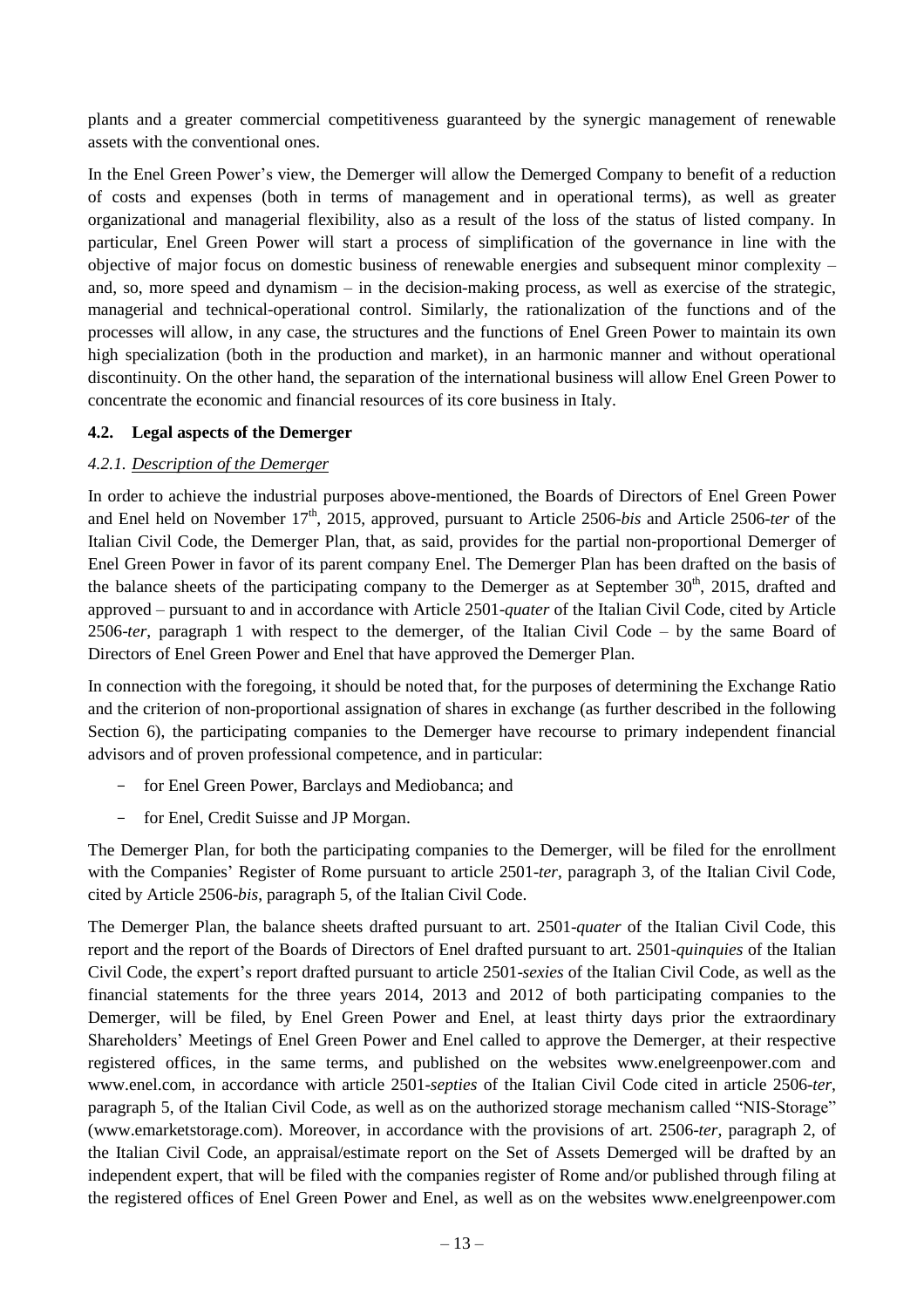plants and a greater commercial competitiveness guaranteed by the synergic management of renewable assets with the conventional ones.

In the Enel Green Power's view, the Demerger will allow the Demerged Company to benefit of a reduction of costs and expenses (both in terms of management and in operational terms), as well as greater organizational and managerial flexibility, also as a result of the loss of the status of listed company. In particular, Enel Green Power will start a process of simplification of the governance in line with the objective of major focus on domestic business of renewable energies and subsequent minor complexity – and, so, more speed and dynamism – in the decision-making process, as well as exercise of the strategic, managerial and technical-operational control. Similarly, the rationalization of the functions and of the processes will allow, in any case, the structures and the functions of Enel Green Power to maintain its own high specialization (both in the production and market), in an harmonic manner and without operational discontinuity. On the other hand, the separation of the international business will allow Enel Green Power to concentrate the economic and financial resources of its core business in Italy.

### 4.2. Legal aspects of the Demerger

#### *4.2.1. Description of the Demerger*

In order to achieve the industrial purposes above-mentioned, the Boards of Directors of Enel Green Power and Enel held on November 17th, 2015, approved, pursuant to Article 2506-*bis* and Article 2506-*ter* of the Italian Civil Code, the Demerger Plan, that, as said, provides for the partial non-proportional Demerger of Enel Green Power in favor of its parent company Enel. The Demerger Plan has been drafted on the basis of the balance sheets of the participating company to the Demerger as at September 30th, 2015, drafted and approved – pursuant to and in accordance with Article 2501-*quater* of the Italian Civil Code, cited by Article 2506-*ter*, paragraph 1 with respect to the demerger, of the Italian Civil Code – by the same Board of Directors of Enel Green Power and Enel that have approved the Demerger Plan.

In connection with the foregoing, it should be noted that, for the purposes of determining the Exchange Ratio and the criterion of non-proportional assignation of shares in exchange (as further described in the following Section 6), the participating companies to the Demerger have recourse to primary independent financial advisors and of proven professional competence, and in particular:

- for Enel Green Power, Barclays and Mediobanca; and
- for Enel, Credit Suisse and JP Morgan.

The Demerger Plan, for both the participating companies to the Demerger, will be filed for the enrollment with the Companies' Register of Rome pursuant to article 2501-*ter*, paragraph 3, of the Italian Civil Code, cited by Article 2506-*bis*, paragraph 5, of the Italian Civil Code.

The Demerger Plan, the balance sheets drafted pursuant to art. 2501-*quater* of the Italian Civil Code, this report and the report of the Boards of Directors of Enel drafted pursuant to art. 2501-*quinquies* of the Italian Civil Code, the expert's report drafted pursuant to article 2501-*sexies* of the Italian Civil Code, as well as the financial statements for the three years 2014, 2013 and 2012 of both participating companies to the Demerger, will be filed, by Enel Green Power and Enel, at least thirty days prior the extraordinary Shareholders' Meetings of Enel Green Power and Enel called to approve the Demerger, at their respective registered offices, in the same terms, and published on the websites www.enelgreenpower.com and www.enel.com, in accordance with article 2501-*septies* of the Italian Civil Code cited in article 2506-*ter*, paragraph 5, of the Italian Civil Code, as well as on the authorized storage mechanism called "NIS-Storage" (www.emarketstorage.com). Moreover, in accordance with the provisions of art. 2506-*ter*, paragraph 2, of the Italian Civil Code, an appraisal/estimate report on the Set of Assets Demerged will be drafted by an independent expert, that will be filed with the companies register of Rome and/or published through filing at the registered offices of Enel Green Power and Enel, as well as on the websites www.enelgreenpower.com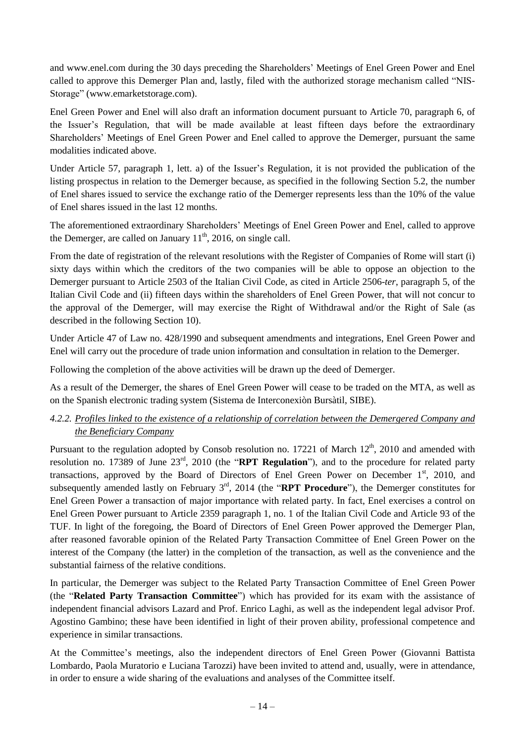and www.enel.com during the 30 days preceding the Shareholders' Meetings of Enel Green Power and Enel called to approve this Demerger Plan and, lastly, filed with the authorized storage mechanism called "NIS-Storage" (www.emarketstorage.com).

Enel Green Power and Enel will also draft an information document pursuant to Article 70, paragraph 6, of the Issuer's Regulation, that will be made available at least fifteen days before the extraordinary Shareholders' Meetings of Enel Green Power and Enel called to approve the Demerger, pursuant the same modalities indicated above.

Under Article 57, paragraph 1, lett. a) of the Issuer's Regulation, it is not provided the publication of the listing prospectus in relation to the Demerger because, as specified in the following Section 5.2, the number of Enel shares issued to service the exchange ratio of the Demerger represents less than the 10% of the value of Enel shares issued in the last 12 months.

The aforementioned extraordinary Shareholders' Meetings of Enel Green Power and Enel, called to approve the Demerger, are called on January 11th, 2016, on single call.

From the date of registration of the relevant resolutions with the Register of Companies of Rome will start (i) sixty days within which the creditors of the two companies will be able to oppose an objection to the Demerger pursuant to Article 2503 of the Italian Civil Code, as cited in Article 2506-*ter*, paragraph 5, of the Italian Civil Code and (ii) fifteen days within the shareholders of Enel Green Power, that will not concur to the approval of the Demerger, will may exercise the Right of Withdrawal and/or the Right of Sale (as described in the following Section 10).

Under Article 47 of Law no. 428/1990 and subsequent amendments and integrations, Enel Green Power and Enel will carry out the procedure of trade union information and consultation in relation to the Demerger.

Following the completion of the above activities will be drawn up the deed of Demerger.

As a result of the Demerger, the shares of Enel Green Power will cease to be traded on the MTA, as well as on the Spanish electronic trading system (Sistema de Interconexiòn Bursàtil, SIBE).

### *4.2.2. Profiles linked to the existence of a relationship of correlation between the Demergered Company and the Beneficiary Company*

Pursuant to the regulation adopted by Consob resolution no. 17221 of March 12th, 2010 and amended with resolution no. 17389 of June 23rd, 2010 (the "**RPT Regulation**"), and to the procedure for related party transactions, approved by the Board of Directors of Enel Green Power on December 1st, 2010, and subsequently amended lastly on February 3rd, 2014 (the "**RPT Procedure**"), the Demerger constitutes for Enel Green Power a transaction of major importance with related party. In fact, Enel exercises a control on Enel Green Power pursuant to Article 2359 paragraph 1, no. 1 of the Italian Civil Code and Article 93 of the TUF. In light of the foregoing, the Board of Directors of Enel Green Power approved the Demerger Plan, after reasoned favorable opinion of the Related Party Transaction Committee of Enel Green Power on the interest of the Company (the latter) in the completion of the transaction, as well as the convenience and the substantial fairness of the relative conditions.

In particular, the Demerger was subject to the Related Party Transaction Committee of Enel Green Power (the "**Related Party Transaction Committee**") which has provided for its exam with the assistance of independent financial advisors Lazard and Prof. Enrico Laghi, as well as the independent legal advisor Prof. Agostino Gambino; these have been identified in light of their proven ability, professional competence and experience in similar transactions.

At the Committee's meetings, also the independent directors of Enel Green Power (Giovanni Battista Lombardo, Paola Muratorio e Luciana Tarozzi) have been invited to attend and, usually, were in attendance, in order to ensure a wide sharing of the evaluations and analyses of the Committee itself.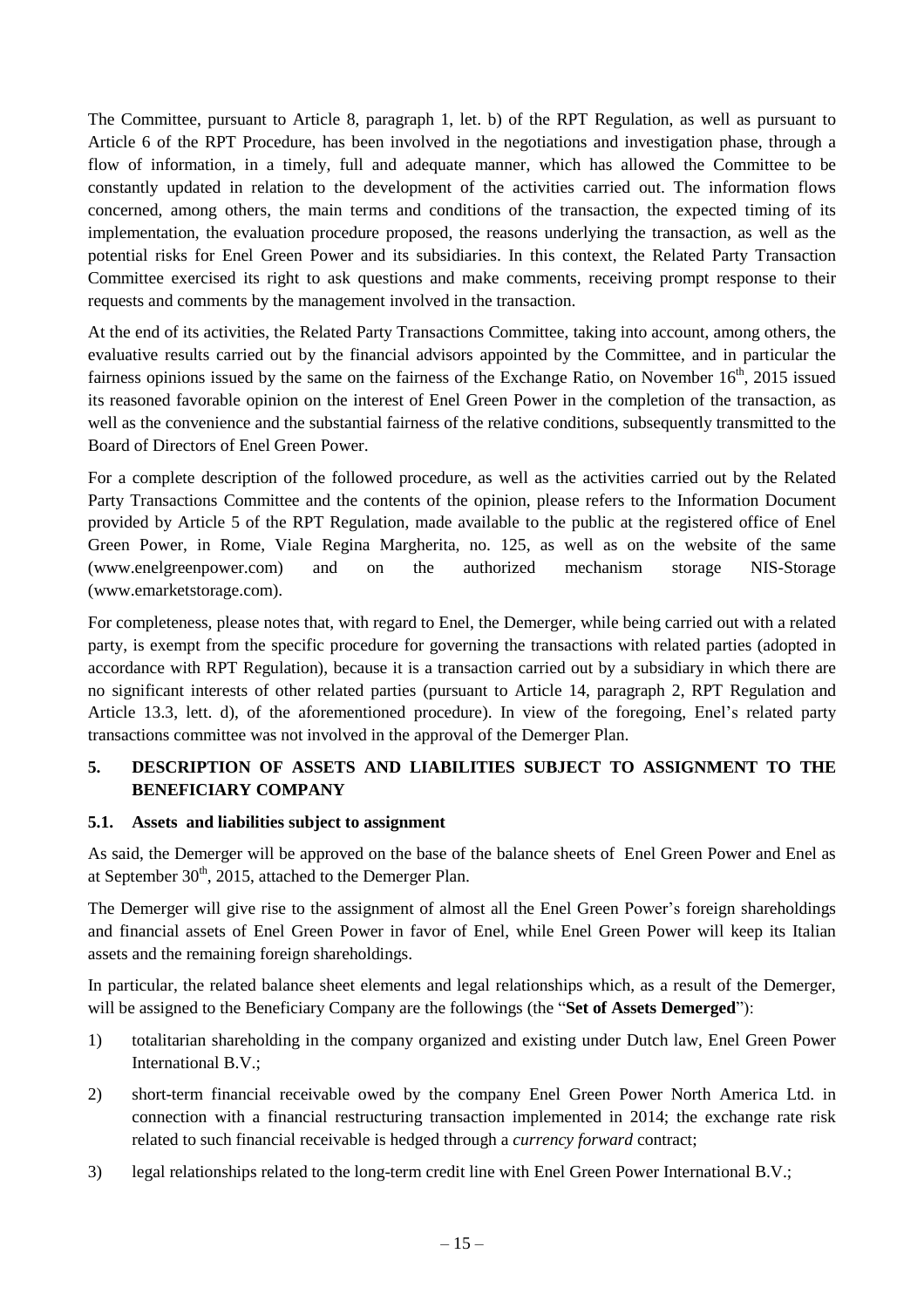The Committee, pursuant to Article 8, paragraph 1, let. b) of the RPT Regulation, as well as pursuant to Article 6 of the RPT Procedure, has been involved in the negotiations and investigation phase, through a flow of information, in a timely, full and adequate manner, which has allowed the Committee to be constantly updated in relation to the development of the activities carried out. The information flows concerned, among others, the main terms and conditions of the transaction, the expected timing of its implementation, the evaluation procedure proposed, the reasons underlying the transaction, as well as the potential risks for Enel Green Power and its subsidiaries. In this context, the Related Party Transaction Committee exercised its right to ask questions and make comments, receiving prompt response to their requests and comments by the management involved in the transaction.

At the end of its activities, the Related Party Transactions Committee, taking into account, among others, the evaluative results carried out by the financial advisors appointed by the Committee, and in particular the fairness opinions issued by the same on the fairness of the Exchange Ratio, on November 16th, 2015 issued its reasoned favorable opinion on the interest of Enel Green Power in the completion of the transaction, as well as the convenience and the substantial fairness of the relative conditions, subsequently transmitted to the Board of Directors of Enel Green Power.

For a complete description of the followed procedure, as well as the activities carried out by the Related Party Transactions Committee and the contents of the opinion, please refers to the Information Document provided by Article 5 of the RPT Regulation, made available to the public at the registered office of Enel Green Power, in Rome, Viale Regina Margherita, no. 125, as well as on the website of the same (www.enelgreenpower.com) and on the authorized mechanism storage NIS-Storage (www.emarketstorage.com).

For completeness, please notes that, with regard to Enel, the Demerger, while being carried out with a related party, is exempt from the specific procedure for governing the transactions with related parties (adopted in accordance with RPT Regulation), because it is a transaction carried out by a subsidiary in which there are no significant interests of other related parties (pursuant to Article 14, paragraph 2, RPT Regulation and Article 13.3, lett. d), of the aforementioned procedure). In view of the foregoing, Enel's related party transactions committee was not involved in the approval of the Demerger Plan.

## 5. DESCRIPTION OF ASSETS AND LIABILITIES SUBJECT TO ASSIGNMENT TO THE BENEFICIARY COMPANY

### 5.1. Assets and liabilities subject to assignment

As said, the Demerger will be approved on the base of the balance sheets of Enel Green Power and Enel as at September 30th, 2015, attached to the Demerger Plan.

The Demerger will give rise to the assignment of almost all the Enel Green Power's foreign shareholdings and financial assets of Enel Green Power in favor of Enel, while Enel Green Power will keep its Italian assets and the remaining foreign shareholdings.

In particular, the related balance sheet elements and legal relationships which, as a result of the Demerger, will be assigned to the Beneficiary Company are the followings (the "**Set of Assets Demerged**"):

1) totalitarian shareholding in the company organized and existing under Dutch law, Enel Green Power International B.V.;
2) short-term financial receivable owed by the company Enel Green Power North America Ltd. in connection with a financial restructuring transaction implemented in 2014; the exchange rate risk related to such financial receivable is hedged through a *currency forward* contract;
3) legal relationships related to the long-term credit line with Enel Green Power International B.V.;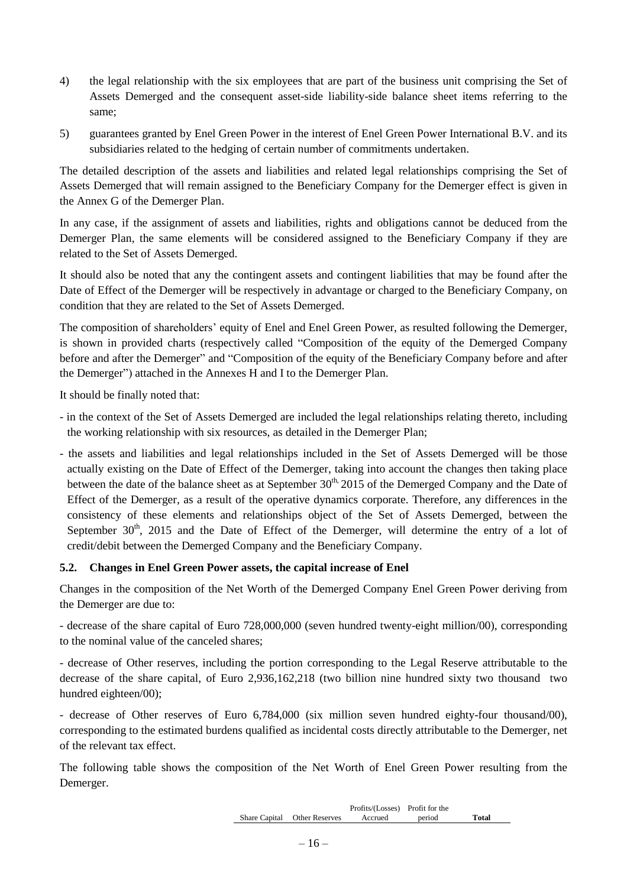4) the legal relationship with the six employees that are part of the business unit comprising the Set of Assets Demerged and the consequent asset-side liability-side balance sheet items referring to the same;

5) guarantees granted by Enel Green Power in the interest of Enel Green Power International B.V. and its subsidiaries related to the hedging of certain number of commitments undertaken.

The detailed description of the assets and liabilities and related legal relationships comprising the Set of Assets Demerged that will remain assigned to the Beneficiary Company for the Demerger effect is given in the Annex G of the Demerger Plan.

In any case, if the assignment of assets and liabilities, rights and obligations cannot be deduced from the Demerger Plan, the same elements will be considered assigned to the Beneficiary Company if they are related to the Set of Assets Demerged.

It should also be noted that any the contingent assets and contingent liabilities that may be found after the Date of Effect of the Demerger will be respectively in advantage or charged to the Beneficiary Company, on condition that they are related to the Set of Assets Demerged.

The composition of shareholders' equity of Enel and Enel Green Power, as resulted following the Demerger, is shown in provided charts (respectively called "Composition of the equity of the Demerged Company before and after the Demerger" and "Composition of the equity of the Beneficiary Company before and after the Demerger") attached in the Annexes H and I to the Demerger Plan.

It should be finally noted that:

- in the context of the Set of Assets Demerged are included the legal relationships relating thereto, including the working relationship with six resources, as detailed in the Demerger Plan;
- the assets and liabilities and legal relationships included in the Set of Assets Demerged will be those actually existing on the Date of Effect of the Demerger, taking into account the changes then taking place between the date of the balance sheet as at September 30th, 2015 of the Demerged Company and the Date of Effect of the Demerger, as a result of the operative dynamics corporate. Therefore, any differences in the consistency of these elements and relationships object of the Set of Assets Demerged, between the September 30th, 2015 and the Date of Effect of the Demerger, will determine the entry of a lot of credit/debit between the Demerged Company and the Beneficiary Company.

### 5.2. Changes in Enel Green Power assets, the capital increase of Enel

Changes in the composition of the Net Worth of the Demerged Company Enel Green Power deriving from the Demerger are due to:

- decrease of the share capital of Euro 728,000,000 (seven hundred twenty-eight million/00), corresponding to the nominal value of the canceled shares;

- decrease of Other reserves, including the portion corresponding to the Legal Reserve attributable to the decrease of the share capital, of Euro 2,936,162,218 (two billion nine hundred sixty two thousand two hundred eighteen/00);

- decrease of Other reserves of Euro 6,784,000 (six million seven hundred eighty-four thousand/00), corresponding to the estimated burdens qualified as incidental costs directly attributable to the Demerger, net of the relevant tax effect.

The following table shows the composition of the Net Worth of Enel Green Power resulting from the Demerger.

| | Share Capital | Other Reserves | Profits/(Losses) Accrued | Profit for the period | **Total** |
|---|---|---|---|---|---|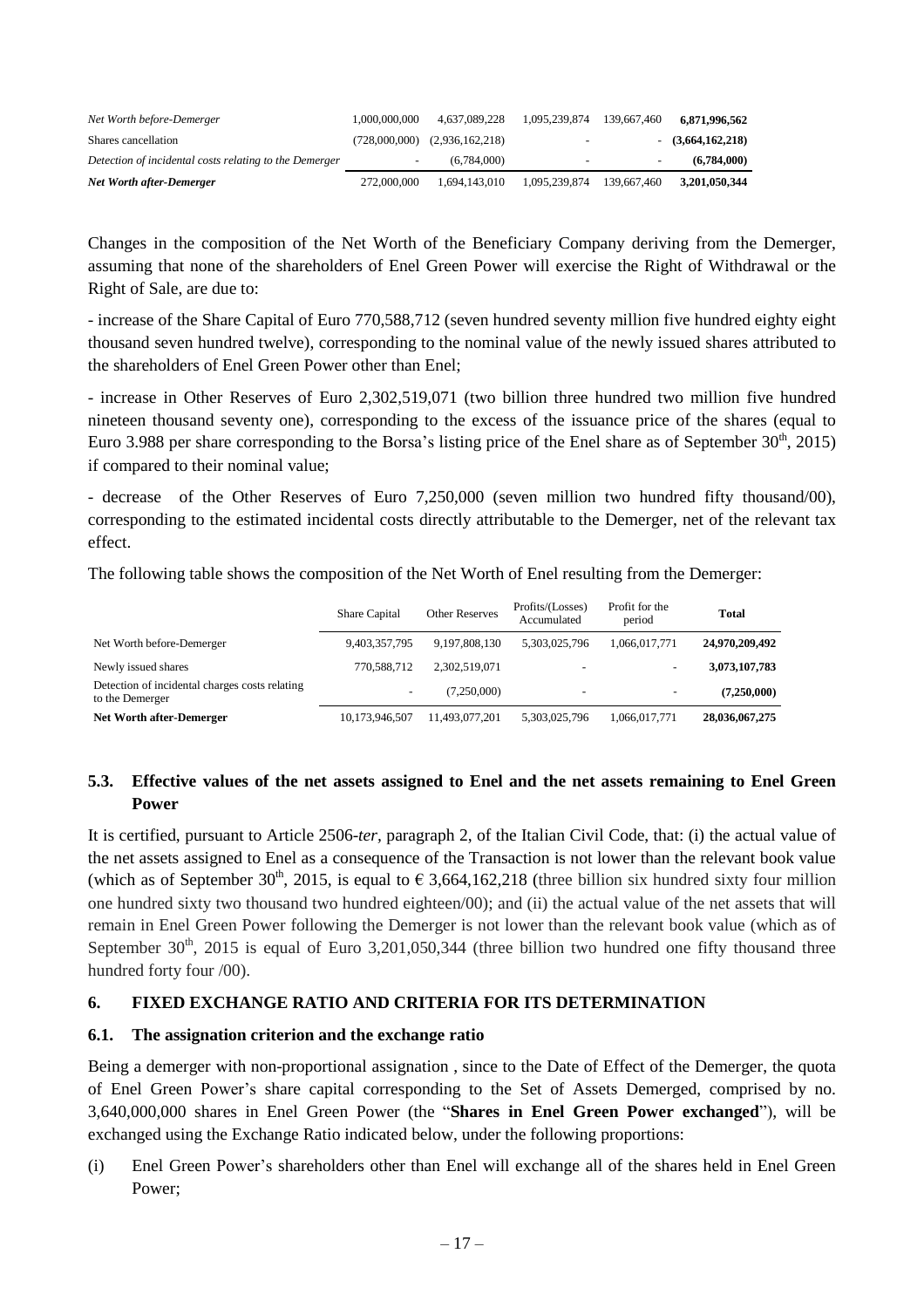| | | | | | |
|---|---|---|---|---|---|
| *Net Worth before-Demerger* | 1,000,000,000 | 4,637,089,228 | 1,095,239,874 | 139,667,460 | **6,871,996,562** |
| Shares cancellation | (728,000,000) | (2,936,162,218) | - | - | **(3,664,162,218)** |
| *Detection of incidental costs relating to the Demerger* | - | (6,784,000) | - | - | **(6,784,000)** |
| ***Net Worth after-Demerger*** | 272,000,000 | 1,694,143,010 | 1,095,239,874 | 139,667,460 | **3,201,050,344** |

Changes in the composition of the Net Worth of the Beneficiary Company deriving from the Demerger, assuming that none of the shareholders of Enel Green Power will exercise the Right of Withdrawal or the Right of Sale, are due to:

- increase of the Share Capital of Euro 770,588,712 (seven hundred seventy million five hundred eighty eight thousand seven hundred twelve), corresponding to the nominal value of the newly issued shares attributed to the shareholders of Enel Green Power other than Enel;

- increase in Other Reserves of Euro 2,302,519,071 (two billion three hundred two million five hundred nineteen thousand seventy one), corresponding to the excess of the issuance price of the shares (equal to Euro 3.988 per share corresponding to the Borsa's listing price of the Enel share as of September 30th, 2015) if compared to their nominal value;

- decrease of the Other Reserves of Euro 7,250,000 (seven million two hundred fifty thousand/00), corresponding to the estimated incidental costs directly attributable to the Demerger, net of the relevant tax effect.

The following table shows the composition of the Net Worth of Enel resulting from the Demerger:

| | Share Capital | Other Reserves | Profits/(Losses) Accumulated | Profit for the period | **Total** |
|---|---|---|---|---|---|
| Net Worth before-Demerger | 9,403,357,795 | 9,197,808,130 | 5,303,025,796 | 1,066,017,771 | **24,970,209,492** |
| Newly issued shares | 770,588,712 | 2,302,519,071 | - | - | **3,073,107,783** |
| Detection of incidental charges costs relating to the Demerger | - | (7,250,000) | - | - | **(7,250,000)** |
| **Net Worth after-Demerger** | 10,173,946,507 | 11,493,077,201 | 5,303,025,796 | 1,066,017,771 | **28,036,067,275** |

### 5.3. Effective values of the net assets assigned to Enel and the net assets remaining to Enel Green Power

It is certified, pursuant to Article 2506-*ter*, paragraph 2, of the Italian Civil Code, that: (i) the actual value of the net assets assigned to Enel as a consequence of the Transaction is not lower than the relevant book value (which as of September 30th, 2015, is equal to € 3,664,162,218 (three billion six hundred sixty four million one hundred sixty two thousand two hundred eighteen/00); and (ii) the actual value of the net assets that will remain in Enel Green Power following the Demerger is not lower than the relevant book value (which as of September 30th, 2015 is equal of Euro 3,201,050,344 (three billion two hundred one fifty thousand three hundred forty four /00).

## 6. FIXED EXCHANGE RATIO AND CRITERIA FOR ITS DETERMINATION

### 6.1. The assignation criterion and the exchange ratio

Being a demerger with non-proportional assignation , since to the Date of Effect of the Demerger, the quota of Enel Green Power's share capital corresponding to the Set of Assets Demerged, comprised by no. 3,640,000,000 shares in Enel Green Power (the "**Shares in Enel Green Power exchanged**"), will be exchanged using the Exchange Ratio indicated below, under the following proportions:

(i) Enel Green Power's shareholders other than Enel will exchange all of the shares held in Enel Green Power;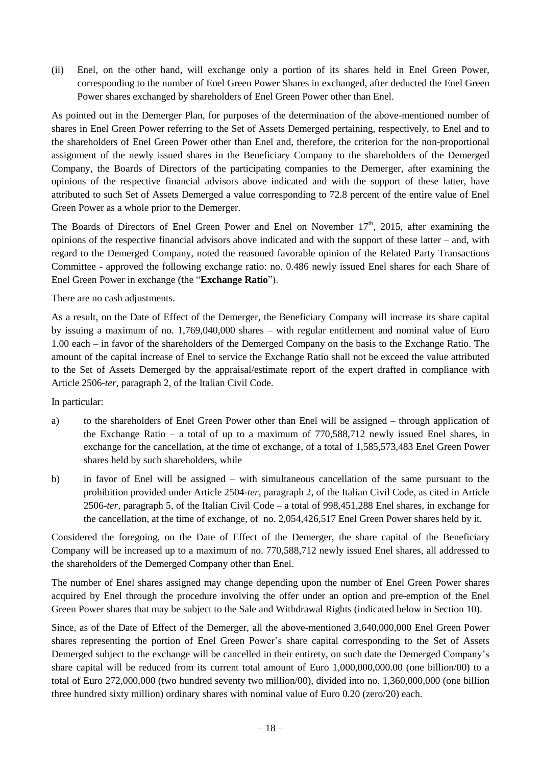(ii) Enel, on the other hand, will exchange only a portion of its shares held in Enel Green Power, corresponding to the number of Enel Green Power Shares in exchanged, after deducted the Enel Green Power shares exchanged by shareholders of Enel Green Power other than Enel.

As pointed out in the Demerger Plan, for purposes of the determination of the above-mentioned number of shares in Enel Green Power referring to the Set of Assets Demerged pertaining, respectively, to Enel and to the shareholders of Enel Green Power other than Enel and, therefore, the criterion for the non-proportional assignment of the newly issued shares in the Beneficiary Company to the shareholders of the Demerged Company, the Boards of Directors of the participating companies to the Demerger, after examining the opinions of the respective financial advisors above indicated and with the support of these latter, have attributed to such Set of Assets Demerged a value corresponding to 72.8 percent of the entire value of Enel Green Power as a whole prior to the Demerger.

The Boards of Directors of Enel Green Power and Enel on November 17th, 2015, after examining the opinions of the respective financial advisors above indicated and with the support of these latter – and, with regard to the Demerged Company, noted the reasoned favorable opinion of the Related Party Transactions Committee - approved the following exchange ratio: no. 0.486 newly issued Enel shares for each Share of Enel Green Power in exchange (the "**Exchange Ratio**").

There are no cash adjustments.

As a result, on the Date of Effect of the Demerger, the Beneficiary Company will increase its share capital by issuing a maximum of no. 1,769,040,000 shares – with regular entitlement and nominal value of Euro 1.00 each – in favor of the shareholders of the Demerged Company on the basis to the Exchange Ratio. The amount of the capital increase of Enel to service the Exchange Ratio shall not be exceed the value attributed to the Set of Assets Demerged by the appraisal/estimate report of the expert drafted in compliance with Article 2506-*ter*, paragraph 2, of the Italian Civil Code.

In particular:

a) to the shareholders of Enel Green Power other than Enel will be assigned – through application of the Exchange Ratio – a total of up to a maximum of 770,588,712 newly issued Enel shares, in exchange for the cancellation, at the time of exchange, of a total of 1,585,573,483 Enel Green Power shares held by such shareholders, while

b) in favor of Enel will be assigned – with simultaneous cancellation of the same pursuant to the prohibition provided under Article 2504-*ter*, paragraph 2, of the Italian Civil Code, as cited in Article 2506-*ter*, paragraph 5, of the Italian Civil Code – a total of 998,451,288 Enel shares, in exchange for the cancellation, at the time of exchange, of no. 2,054,426,517 Enel Green Power shares held by it.

Considered the foregoing, on the Date of Effect of the Demerger, the share capital of the Beneficiary Company will be increased up to a maximum of no. 770,588,712 newly issued Enel shares, all addressed to the shareholders of the Demerged Company other than Enel.

The number of Enel shares assigned may change depending upon the number of Enel Green Power shares acquired by Enel through the procedure involving the offer under an option and pre-emption of the Enel Green Power shares that may be subject to the Sale and Withdrawal Rights (indicated below in Section 10).

Since, as of the Date of Effect of the Demerger, all the above-mentioned 3,640,000,000 Enel Green Power shares representing the portion of Enel Green Power's share capital corresponding to the Set of Assets Demerged subject to the exchange will be cancelled in their entirety, on such date the Demerged Company's share capital will be reduced from its current total amount of Euro 1,000,000,000.00 (one billion/00) to a total of Euro 272,000,000 (two hundred seventy two million/00), divided into no. 1,360,000,000 (one billion three hundred sixty million) ordinary shares with nominal value of Euro 0.20 (zero/20) each.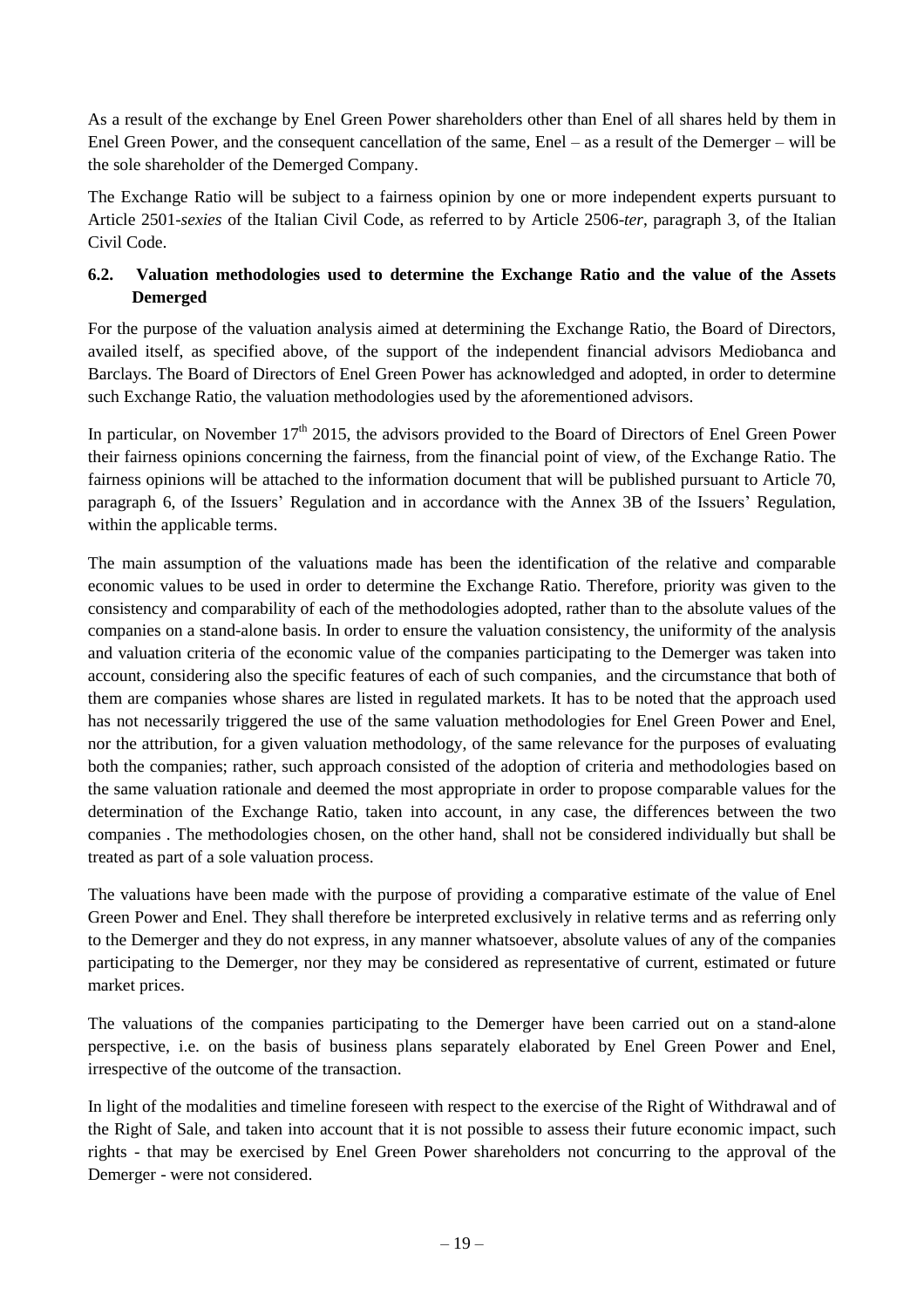As a result of the exchange by Enel Green Power shareholders other than Enel of all shares held by them in Enel Green Power, and the consequent cancellation of the same, Enel – as a result of the Demerger – will be the sole shareholder of the Demerged Company.

The Exchange Ratio will be subject to a fairness opinion by one or more independent experts pursuant to Article 2501-*sexies* of the Italian Civil Code, as referred to by Article 2506-*ter*, paragraph 3, of the Italian Civil Code.

## 6.2. Valuation methodologies used to determine the Exchange Ratio and the value of the Assets Demerged

For the purpose of the valuation analysis aimed at determining the Exchange Ratio, the Board of Directors, availed itself, as specified above, of the support of the independent financial advisors Mediobanca and Barclays. The Board of Directors of Enel Green Power has acknowledged and adopted, in order to determine such Exchange Ratio, the valuation methodologies used by the aforementioned advisors.

In particular, on November 17th 2015, the advisors provided to the Board of Directors of Enel Green Power their fairness opinions concerning the fairness, from the financial point of view, of the Exchange Ratio. The fairness opinions will be attached to the information document that will be published pursuant to Article 70, paragraph 6, of the Issuers' Regulation and in accordance with the Annex 3B of the Issuers' Regulation, within the applicable terms.

The main assumption of the valuations made has been the identification of the relative and comparable economic values to be used in order to determine the Exchange Ratio. Therefore, priority was given to the consistency and comparability of each of the methodologies adopted, rather than to the absolute values of the companies on a stand-alone basis. In order to ensure the valuation consistency, the uniformity of the analysis and valuation criteria of the economic value of the companies participating to the Demerger was taken into account, considering also the specific features of each of such companies, and the circumstance that both of them are companies whose shares are listed in regulated markets. It has to be noted that the approach used has not necessarily triggered the use of the same valuation methodologies for Enel Green Power and Enel, nor the attribution, for a given valuation methodology, of the same relevance for the purposes of evaluating both the companies; rather, such approach consisted of the adoption of criteria and methodologies based on the same valuation rationale and deemed the most appropriate in order to propose comparable values for the determination of the Exchange Ratio, taken into account, in any case, the differences between the two companies . The methodologies chosen, on the other hand, shall not be considered individually but shall be treated as part of a sole valuation process.

The valuations have been made with the purpose of providing a comparative estimate of the value of Enel Green Power and Enel. They shall therefore be interpreted exclusively in relative terms and as referring only to the Demerger and they do not express, in any manner whatsoever, absolute values of any of the companies participating to the Demerger, nor they may be considered as representative of current, estimated or future market prices.

The valuations of the companies participating to the Demerger have been carried out on a stand-alone perspective, i.e. on the basis of business plans separately elaborated by Enel Green Power and Enel, irrespective of the outcome of the transaction.

In light of the modalities and timeline foreseen with respect to the exercise of the Right of Withdrawal and of the Right of Sale, and taken into account that it is not possible to assess their future economic impact, such rights - that may be exercised by Enel Green Power shareholders not concurring to the approval of the Demerger - were not considered.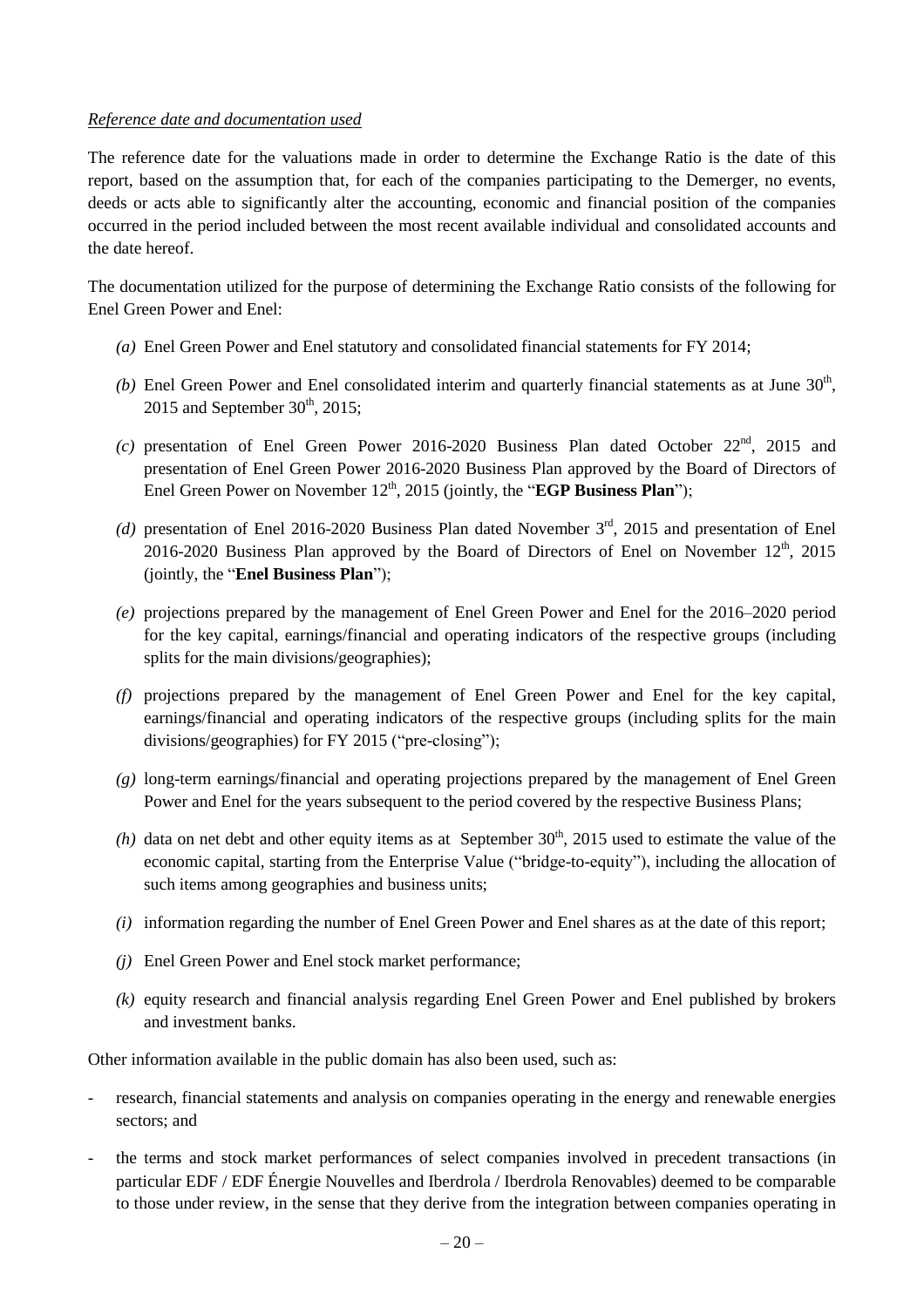*Reference date and documentation used*

The reference date for the valuations made in order to determine the Exchange Ratio is the date of this report, based on the assumption that, for each of the companies participating to the Demerger, no events, deeds or acts able to significantly alter the accounting, economic and financial position of the companies occurred in the period included between the most recent available individual and consolidated accounts and the date hereof.

The documentation utilized for the purpose of determining the Exchange Ratio consists of the following for Enel Green Power and Enel:

*(a)* Enel Green Power and Enel statutory and consolidated financial statements for FY 2014;

*(b)* Enel Green Power and Enel consolidated interim and quarterly financial statements as at June 30th, 2015 and September 30th, 2015;

*(c)* presentation of Enel Green Power 2016-2020 Business Plan dated October 22nd, 2015 and presentation of Enel Green Power 2016-2020 Business Plan approved by the Board of Directors of Enel Green Power on November 12th, 2015 (jointly, the "**EGP Business Plan**");

*(d)* presentation of Enel 2016-2020 Business Plan dated November 3rd, 2015 and presentation of Enel 2016-2020 Business Plan approved by the Board of Directors of Enel on November 12th, 2015 (jointly, the "**Enel Business Plan**");

*(e)* projections prepared by the management of Enel Green Power and Enel for the 2016–2020 period for the key capital, earnings/financial and operating indicators of the respective groups (including splits for the main divisions/geographies);

*(f)* projections prepared by the management of Enel Green Power and Enel for the key capital, earnings/financial and operating indicators of the respective groups (including splits for the main divisions/geographies) for FY 2015 ("pre-closing");

*(g)* long-term earnings/financial and operating projections prepared by the management of Enel Green Power and Enel for the years subsequent to the period covered by the respective Business Plans;

*(h)* data on net debt and other equity items as at September 30th, 2015 used to estimate the value of the economic capital, starting from the Enterprise Value ("bridge-to-equity"), including the allocation of such items among geographies and business units;

*(i)* information regarding the number of Enel Green Power and Enel shares as at the date of this report;

*(j)* Enel Green Power and Enel stock market performance;

*(k)* equity research and financial analysis regarding Enel Green Power and Enel published by brokers and investment banks.

Other information available in the public domain has also been used, such as:

- research, financial statements and analysis on companies operating in the energy and renewable energies sectors; and
- the terms and stock market performances of select companies involved in precedent transactions (in particular EDF / EDF Énergie Nouvelles and Iberdrola / Iberdrola Renovables) deemed to be comparable to those under review, in the sense that they derive from the integration between companies operating in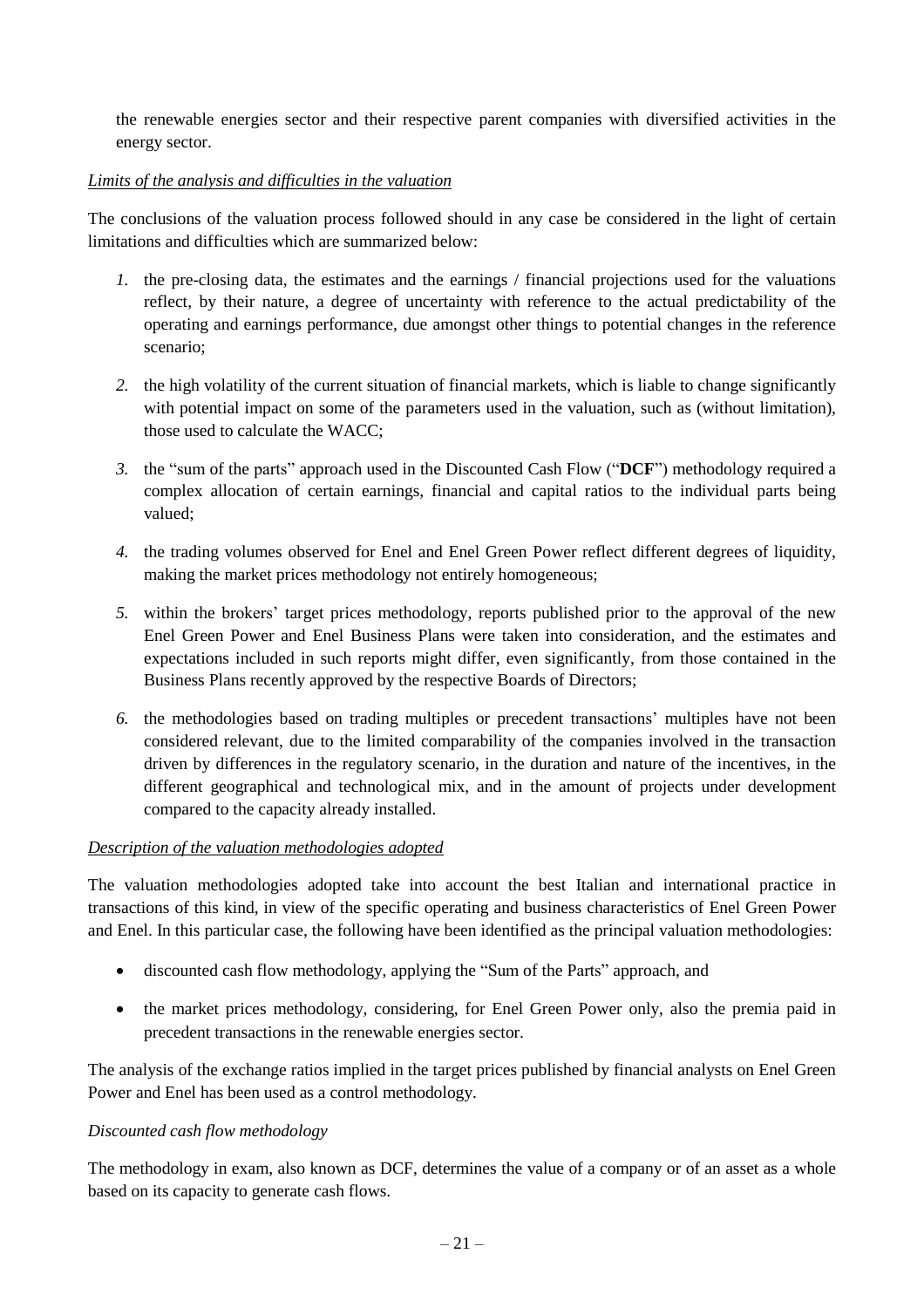the renewable energies sector and their respective parent companies with diversified activities in the energy sector.

*Limits of the analysis and difficulties in the valuation*

The conclusions of the valuation process followed should in any case be considered in the light of certain limitations and difficulties which are summarized below:

1. the pre-closing data, the estimates and the earnings / financial projections used for the valuations reflect, by their nature, a degree of uncertainty with reference to the actual predictability of the operating and earnings performance, due amongst other things to potential changes in the reference scenario;

2. the high volatility of the current situation of financial markets, which is liable to change significantly with potential impact on some of the parameters used in the valuation, such as (without limitation), those used to calculate the WACC;

3. the "sum of the parts" approach used in the Discounted Cash Flow ("**DCF**") methodology required a complex allocation of certain earnings, financial and capital ratios to the individual parts being valued;

4. the trading volumes observed for Enel and Enel Green Power reflect different degrees of liquidity, making the market prices methodology not entirely homogeneous;

5. within the brokers' target prices methodology, reports published prior to the approval of the new Enel Green Power and Enel Business Plans were taken into consideration, and the estimates and expectations included in such reports might differ, even significantly, from those contained in the Business Plans recently approved by the respective Boards of Directors;

6. the methodologies based on trading multiples or precedent transactions' multiples have not been considered relevant, due to the limited comparability of the companies involved in the transaction driven by differences in the regulatory scenario, in the duration and nature of the incentives, in the different geographical and technological mix, and in the amount of projects under development compared to the capacity already installed.

*Description of the valuation methodologies adopted*

The valuation methodologies adopted take into account the best Italian and international practice in transactions of this kind, in view of the specific operating and business characteristics of Enel Green Power and Enel. In this particular case, the following have been identified as the principal valuation methodologies:

- discounted cash flow methodology, applying the "Sum of the Parts" approach, and
- the market prices methodology, considering, for Enel Green Power only, also the premia paid in precedent transactions in the renewable energies sector.

The analysis of the exchange ratios implied in the target prices published by financial analysts on Enel Green Power and Enel has been used as a control methodology.

*Discounted cash flow methodology*

The methodology in exam, also known as DCF, determines the value of a company or of an asset as a whole based on its capacity to generate cash flows.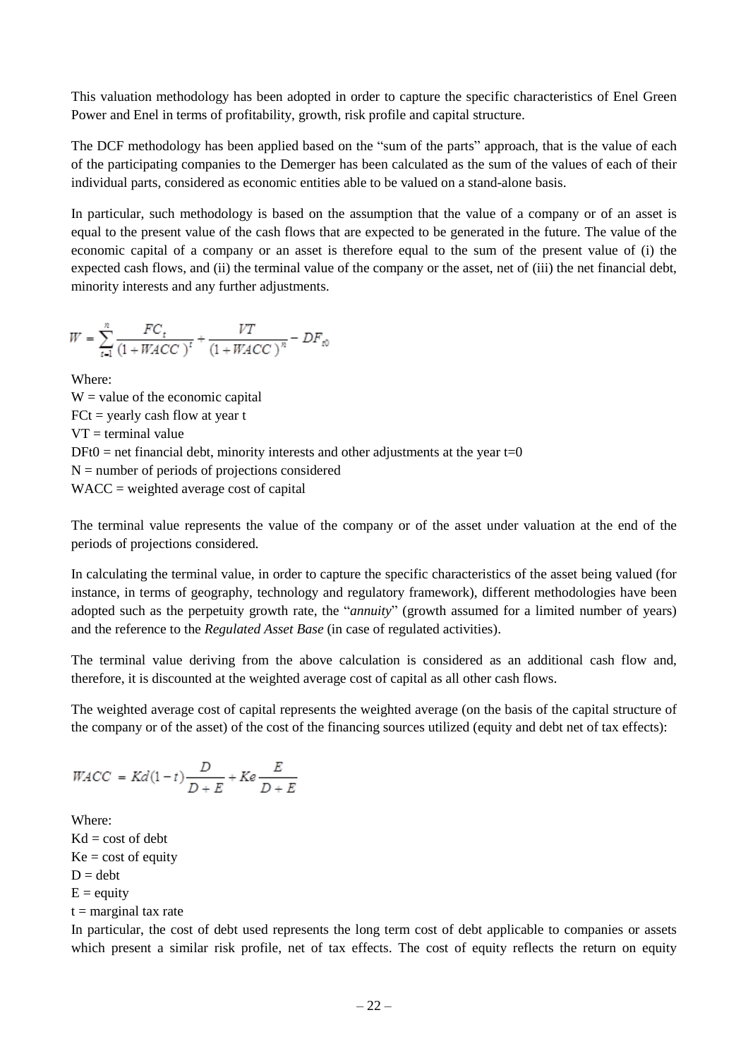This valuation methodology has been adopted in order to capture the specific characteristics of Enel Green Power and Enel in terms of profitability, growth, risk profile and capital structure.

The DCF methodology has been applied based on the "sum of the parts" approach, that is the value of each of the participating companies to the Demerger has been calculated as the sum of the values of each of their individual parts, considered as economic entities able to be valued on a stand-alone basis.

In particular, such methodology is based on the assumption that the value of a company or of an asset is equal to the present value of the cash flows that are expected to be generated in the future. The value of the economic capital of a company or an asset is therefore equal to the sum of the present value of (i) the expected cash flows, and (ii) the terminal value of the company or the asset, net of (iii) the net financial debt, minority interests and any further adjustments.

$$W = \sum_{t=1}^{n} \frac{FC_t}{(1+WACC)^t} + \frac{VT}{(1+WACC)^n} - DF_{t0}$$

Where:
W = value of the economic capital
FCt = yearly cash flow at year t
VT = terminal value
DFt0 = net financial debt, minority interests and other adjustments at the year t=0
N = number of periods of projections considered
WACC = weighted average cost of capital

The terminal value represents the value of the company or of the asset under valuation at the end of the periods of projections considered.

In calculating the terminal value, in order to capture the specific characteristics of the asset being valued (for instance, in terms of geography, technology and regulatory framework), different methodologies have been adopted such as the perpetuity growth rate, the "*annuity*" (growth assumed for a limited number of years) and the reference to the *Regulated Asset Base* (in case of regulated activities).

The terminal value deriving from the above calculation is considered as an additional cash flow and, therefore, it is discounted at the weighted average cost of capital as all other cash flows.

The weighted average cost of capital represents the weighted average (on the basis of the capital structure of the company or of the asset) of the cost of the financing sources utilized (equity and debt net of tax effects):

$$WACC = Kd(1-t)\frac{D}{D+E} + Ke\frac{E}{D+E}$$

Where:
Kd = cost of debt
Ke = cost of equity
D = debt
E = equity
t = marginal tax rate

In particular, the cost of debt used represents the long term cost of debt applicable to companies or assets which present a similar risk profile, net of tax effects. The cost of equity reflects the return on equity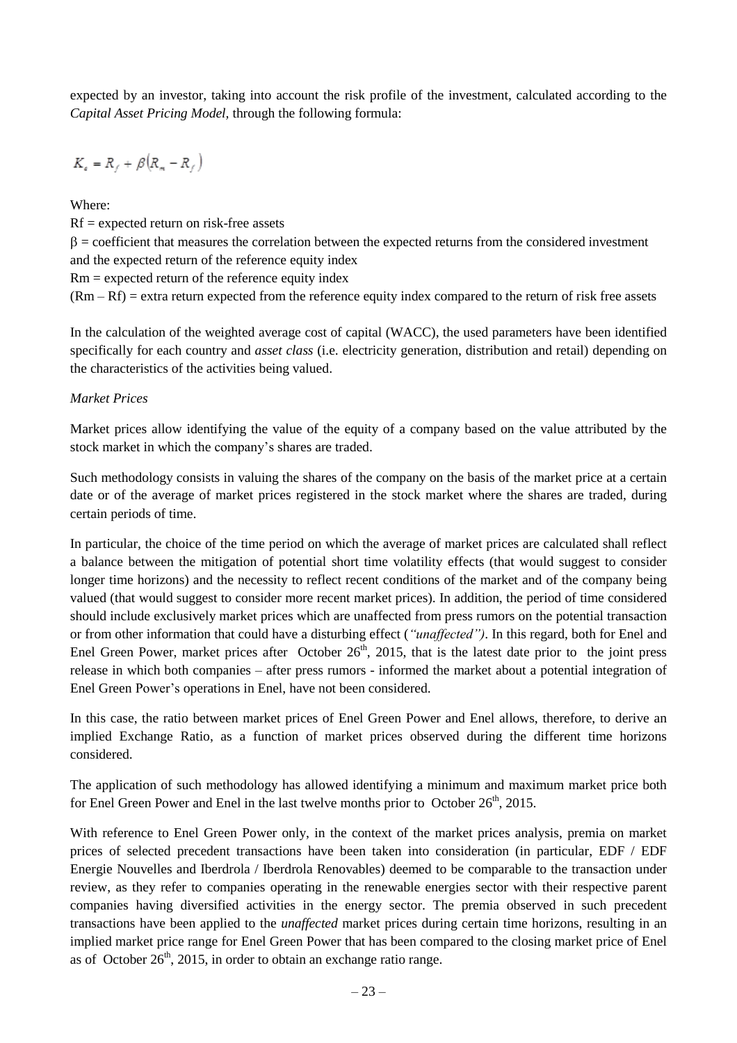expected by an investor, taking into account the risk profile of the investment, calculated according to the *Capital Asset Pricing Model,* through the following formula:

$$K_e = R_f + \beta(R_m - R_f)$$

Where:

Rf = expected return on risk-free assets

β = coefficient that measures the correlation between the expected returns from the considered investment and the expected return of the reference equity index

Rm = expected return of the reference equity index

(Rm – Rf) = extra return expected from the reference equity index compared to the return of risk free assets

In the calculation of the weighted average cost of capital (WACC), the used parameters have been identified specifically for each country and *asset class* (i.e. electricity generation, distribution and retail) depending on the characteristics of the activities being valued.

*Market Prices*

Market prices allow identifying the value of the equity of a company based on the value attributed by the stock market in which the company's shares are traded.

Such methodology consists in valuing the shares of the company on the basis of the market price at a certain date or of the average of market prices registered in the stock market where the shares are traded, during certain periods of time.

In particular, the choice of the time period on which the average of market prices are calculated shall reflect a balance between the mitigation of potential short time volatility effects (that would suggest to consider longer time horizons) and the necessity to reflect recent conditions of the market and of the company being valued (that would suggest to consider more recent market prices). In addition, the period of time considered should include exclusively market prices which are unaffected from press rumors on the potential transaction or from other information that could have a disturbing effect (*"unaffected")*. In this regard, both for Enel and Enel Green Power, market prices after October 26th, 2015, that is the latest date prior to the joint press release in which both companies – after press rumors - informed the market about a potential integration of Enel Green Power's operations in Enel, have not been considered.

In this case, the ratio between market prices of Enel Green Power and Enel allows, therefore, to derive an implied Exchange Ratio, as a function of market prices observed during the different time horizons considered.

The application of such methodology has allowed identifying a minimum and maximum market price both for Enel Green Power and Enel in the last twelve months prior to October 26th, 2015.

With reference to Enel Green Power only, in the context of the market prices analysis, premia on market prices of selected precedent transactions have been taken into consideration (in particular, EDF / EDF Energie Nouvelles and Iberdrola / Iberdrola Renovables) deemed to be comparable to the transaction under review, as they refer to companies operating in the renewable energies sector with their respective parent companies having diversified activities in the energy sector. The premia observed in such precedent transactions have been applied to the *unaffected* market prices during certain time horizons, resulting in an implied market price range for Enel Green Power that has been compared to the closing market price of Enel as of October 26th, 2015, in order to obtain an exchange ratio range.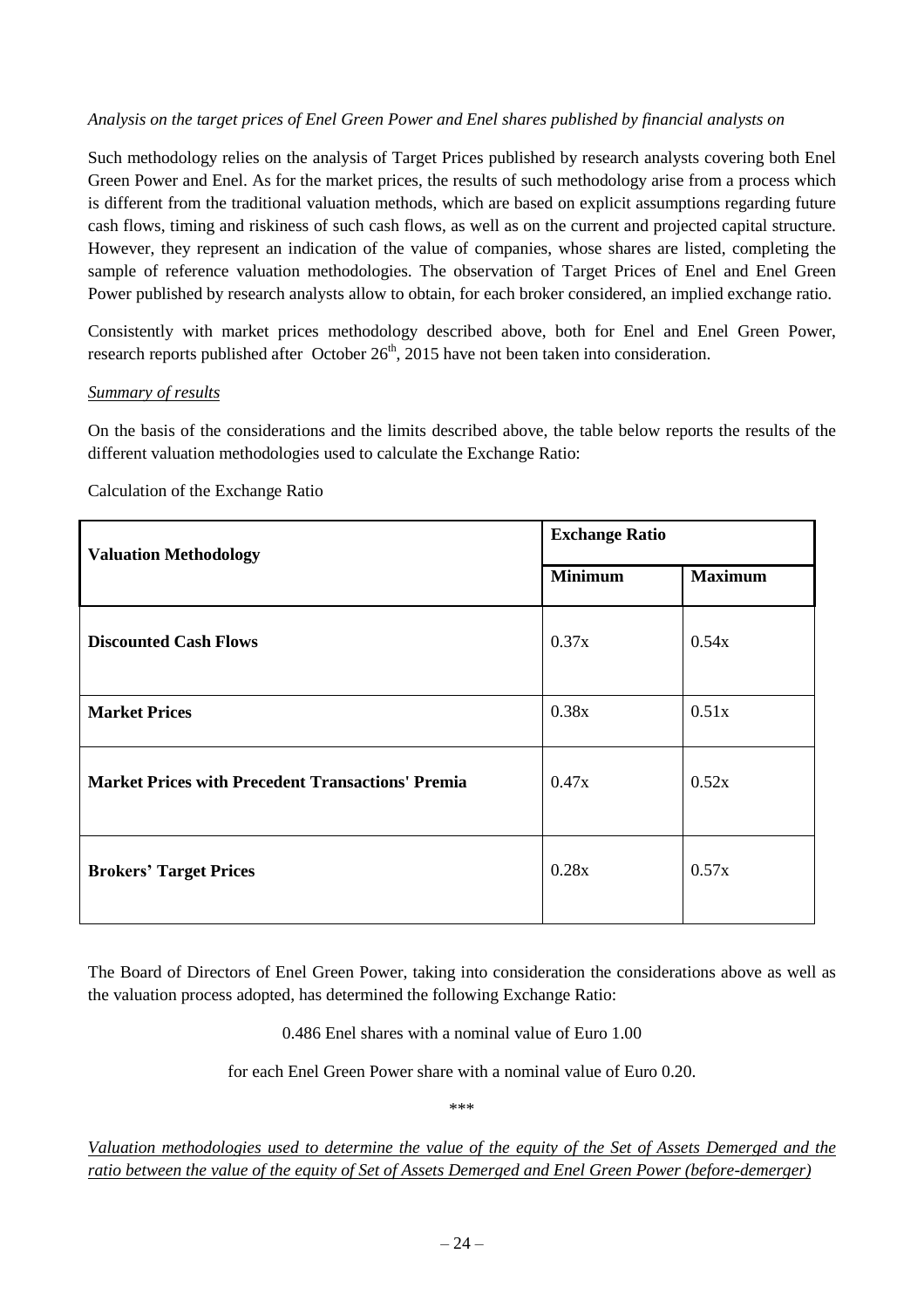*Analysis on the target prices of Enel Green Power and Enel shares published by financial analysts on*

Such methodology relies on the analysis of Target Prices published by research analysts covering both Enel Green Power and Enel. As for the market prices, the results of such methodology arise from a process which is different from the traditional valuation methods, which are based on explicit assumptions regarding future cash flows, timing and riskiness of such cash flows, as well as on the current and projected capital structure. However, they represent an indication of the value of companies, whose shares are listed, completing the sample of reference valuation methodologies. The observation of Target Prices of Enel and Enel Green Power published by research analysts allow to obtain, for each broker considered, an implied exchange ratio.

Consistently with market prices methodology described above, both for Enel and Enel Green Power, research reports published after October 26$^{th}$, 2015 have not been taken into consideration.

*Summary of results*

On the basis of the considerations and the limits described above, the table below reports the results of the different valuation methodologies used to calculate the Exchange Ratio:

Calculation of the Exchange Ratio

| **Valuation Methodology** | **Exchange Ratio** | |
|---|---|---|
| | **Minimum** | **Maximum** |
| **Discounted Cash Flows** | 0.37x | 0.54x |
| **Market Prices** | 0.38x | 0.51x |
| **Market Prices with Precedent Transactions' Premia** | 0.47x | 0.52x |
| **Brokers' Target Prices** | 0.28x | 0.57x |

The Board of Directors of Enel Green Power, taking into consideration the considerations above as well as the valuation process adopted, has determined the following Exchange Ratio:

0.486 Enel shares with a nominal value of Euro 1.00

for each Enel Green Power share with a nominal value of Euro 0.20.

\*\*\*

*Valuation methodologies used to determine the value of the equity of the Set of Assets Demerged and the ratio between the value of the equity of Set of Assets Demerged and Enel Green Power (before-demerger)*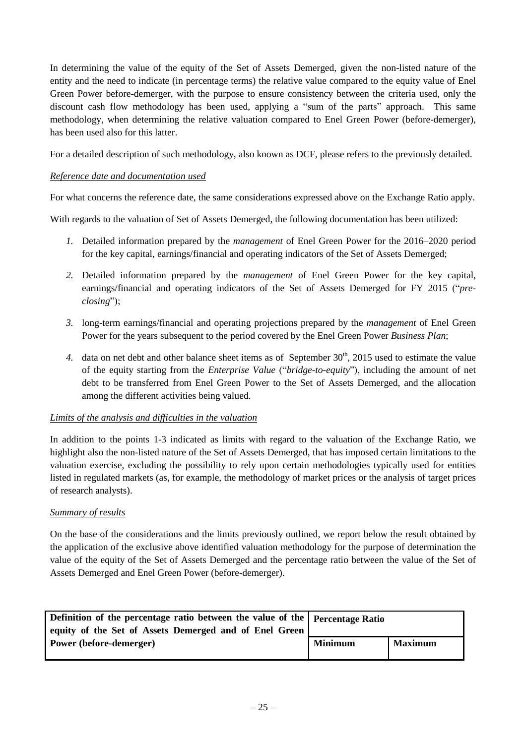In determining the value of the equity of the Set of Assets Demerged, given the non-listed nature of the entity and the need to indicate (in percentage terms) the relative value compared to the equity value of Enel Green Power before-demerger, with the purpose to ensure consistency between the criteria used, only the discount cash flow methodology has been used, applying a "sum of the parts" approach. This same methodology, when determining the relative valuation compared to Enel Green Power (before-demerger), has been used also for this latter.

For a detailed description of such methodology, also known as DCF, please refers to the previously detailed.

*Reference date and documentation used*

For what concerns the reference date, the same considerations expressed above on the Exchange Ratio apply.

With regards to the valuation of Set of Assets Demerged, the following documentation has been utilized:

1. Detailed information prepared by the *management* of Enel Green Power for the 2016–2020 period for the key capital, earnings/financial and operating indicators of the Set of Assets Demerged;
2. Detailed information prepared by the *management* of Enel Green Power for the key capital, earnings/financial and operating indicators of the Set of Assets Demerged for FY 2015 ("*pre-closing*");
3. long-term earnings/financial and operating projections prepared by the *management* of Enel Green Power for the years subsequent to the period covered by the Enel Green Power *Business Plan*;
4. data on net debt and other balance sheet items as of September 30th, 2015 used to estimate the value of the equity starting from the *Enterprise Value* ("*bridge-to-equity*"), including the amount of net debt to be transferred from Enel Green Power to the Set of Assets Demerged, and the allocation among the different activities being valued.

*Limits of the analysis and difficulties in the valuation*

In addition to the points 1-3 indicated as limits with regard to the valuation of the Exchange Ratio, we highlight also the non-listed nature of the Set of Assets Demerged, that has imposed certain limitations to the valuation exercise, excluding the possibility to rely upon certain methodologies typically used for entities listed in regulated markets (as, for example, the methodology of market prices or the analysis of target prices of research analysts).

*Summary of results*

On the base of the considerations and the limits previously outlined, we report below the result obtained by the application of the exclusive above identified valuation methodology for the purpose of determination the value of the equity of the Set of Assets Demerged and the percentage ratio between the value of the Set of Assets Demerged and Enel Green Power (before-demerger).

| **Definition of the percentage ratio between the value of the equity of the Set of Assets Demerged and of Enel Green Power (before-demerger)** | **Percentage Ratio** | |
|---|---|---|
| | **Minimum** | **Maximum** |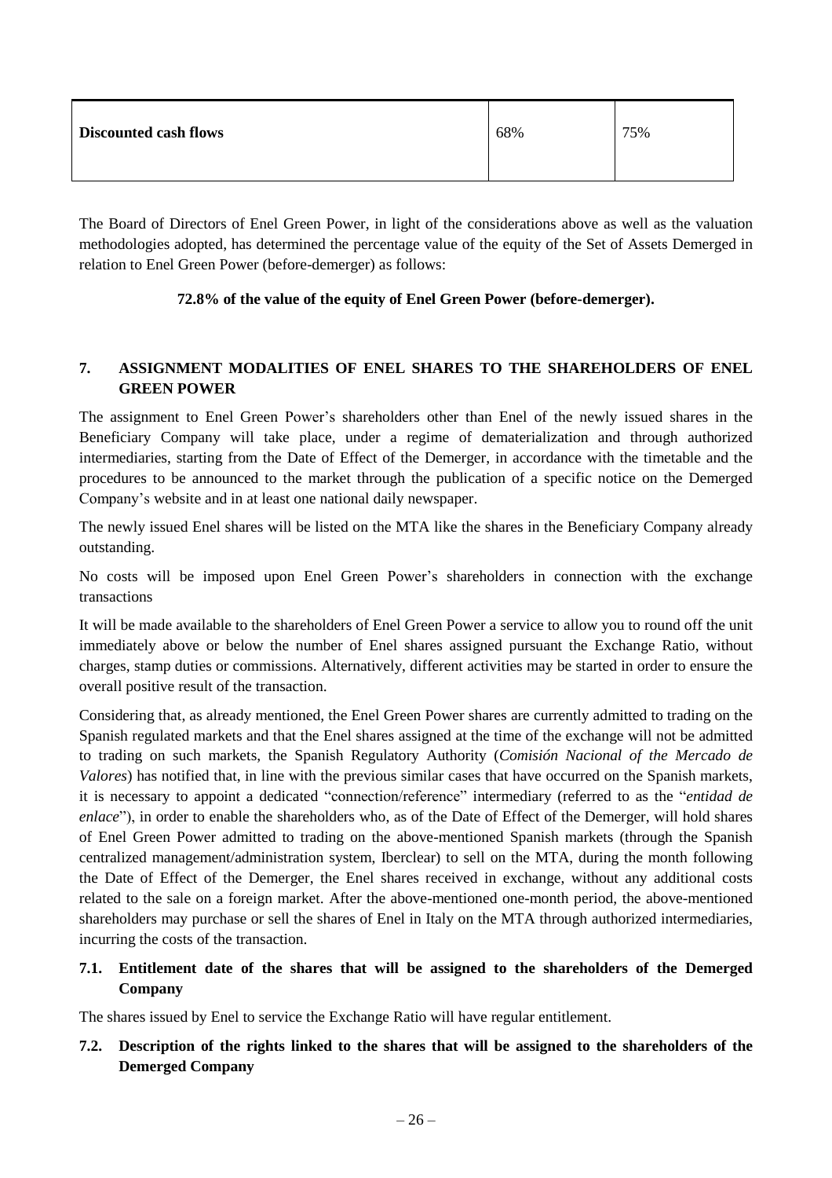| Discounted cash flows | 68% | 75% |
|---|---|---|

The Board of Directors of Enel Green Power, in light of the considerations above as well as the valuation methodologies adopted, has determined the percentage value of the equity of the Set of Assets Demerged in relation to Enel Green Power (before-demerger) as follows:

**72.8% of the value of the equity of Enel Green Power (before-demerger).**

## 7. ASSIGNMENT MODALITIES OF ENEL SHARES TO THE SHAREHOLDERS OF ENEL GREEN POWER

The assignment to Enel Green Power's shareholders other than Enel of the newly issued shares in the Beneficiary Company will take place, under a regime of dematerialization and through authorized intermediaries, starting from the Date of Effect of the Demerger, in accordance with the timetable and the procedures to be announced to the market through the publication of a specific notice on the Demerged Company's website and in at least one national daily newspaper.

The newly issued Enel shares will be listed on the MTA like the shares in the Beneficiary Company already outstanding.

No costs will be imposed upon Enel Green Power's shareholders in connection with the exchange transactions

It will be made available to the shareholders of Enel Green Power a service to allow you to round off the unit immediately above or below the number of Enel shares assigned pursuant the Exchange Ratio, without charges, stamp duties or commissions. Alternatively, different activities may be started in order to ensure the overall positive result of the transaction.

Considering that, as already mentioned, the Enel Green Power shares are currently admitted to trading on the Spanish regulated markets and that the Enel shares assigned at the time of the exchange will not be admitted to trading on such markets, the Spanish Regulatory Authority (*Comisión Nacional of the Mercado de Valores*) has notified that, in line with the previous similar cases that have occurred on the Spanish markets, it is necessary to appoint a dedicated "connection/reference" intermediary (referred to as the "*entidad de enlace*"), in order to enable the shareholders who, as of the Date of Effect of the Demerger, will hold shares of Enel Green Power admitted to trading on the above-mentioned Spanish markets (through the Spanish centralized management/administration system, Iberclear) to sell on the MTA, during the month following the Date of Effect of the Demerger, the Enel shares received in exchange, without any additional costs related to the sale on a foreign market. After the above-mentioned one-month period, the above-mentioned shareholders may purchase or sell the shares of Enel in Italy on the MTA through authorized intermediaries, incurring the costs of the transaction.

### 7.1. Entitlement date of the shares that will be assigned to the shareholders of the Demerged Company

The shares issued by Enel to service the Exchange Ratio will have regular entitlement.

### 7.2. Description of the rights linked to the shares that will be assigned to the shareholders of the Demerged Company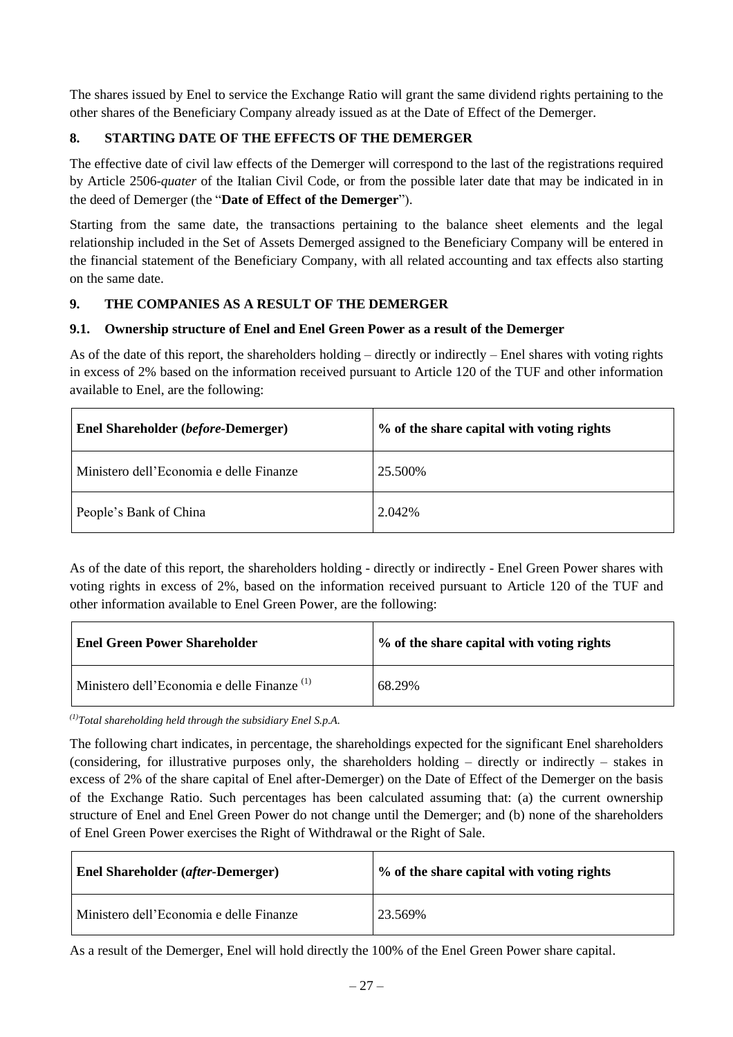The shares issued by Enel to service the Exchange Ratio will grant the same dividend rights pertaining to the other shares of the Beneficiary Company already issued as at the Date of Effect of the Demerger.

## 8. STARTING DATE OF THE EFFECTS OF THE DEMERGER

The effective date of civil law effects of the Demerger will correspond to the last of the registrations required by Article 2506-*quater* of the Italian Civil Code, or from the possible later date that may be indicated in in the deed of Demerger (the "**Date of Effect of the Demerger**").

Starting from the same date, the transactions pertaining to the balance sheet elements and the legal relationship included in the Set of Assets Demerged assigned to the Beneficiary Company will be entered in the financial statement of the Beneficiary Company, with all related accounting and tax effects also starting on the same date.

## 9. THE COMPANIES AS A RESULT OF THE DEMERGER

### 9.1. Ownership structure of Enel and Enel Green Power as a result of the Demerger

As of the date of this report, the shareholders holding – directly or indirectly – Enel shares with voting rights in excess of 2% based on the information received pursuant to Article 120 of the TUF and other information available to Enel, are the following:

| **Enel Shareholder (*before*-Demerger)** | **% of the share capital with voting rights** |
|---|---|
| Ministero dell'Economia e delle Finanze | 25.500% |
| People's Bank of China | 2.042% |

As of the date of this report, the shareholders holding - directly or indirectly - Enel Green Power shares with voting rights in excess of 2%, based on the information received pursuant to Article 120 of the TUF and other information available to Enel Green Power, are the following:

| **Enel Green Power Shareholder** | **% of the share capital with voting rights** |
|---|---|
| Ministero dell'Economia e delle Finanze [(1)] | 68.29% |

*[(1)]Total shareholding held through the subsidiary Enel S.p.A.*

The following chart indicates, in percentage, the shareholdings expected for the significant Enel shareholders (considering, for illustrative purposes only, the shareholders holding – directly or indirectly – stakes in excess of 2% of the share capital of Enel after-Demerger) on the Date of Effect of the Demerger on the basis of the Exchange Ratio. Such percentages has been calculated assuming that: (a) the current ownership structure of Enel and Enel Green Power do not change until the Demerger; and (b) none of the shareholders of Enel Green Power exercises the Right of Withdrawal or the Right of Sale.

| **Enel Shareholder (*after*-Demerger)** | **% of the share capital with voting rights** |
|---|---|
| Ministero dell'Economia e delle Finanze | 23.569% |

As a result of the Demerger, Enel will hold directly the 100% of the Enel Green Power share capital.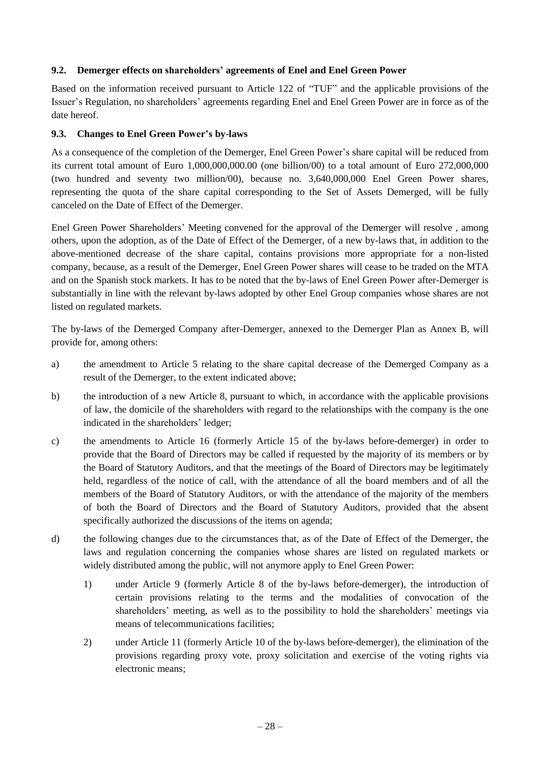### 9.2. Demerger effects on shareholders' agreements of Enel and Enel Green Power

Based on the information received pursuant to Article 122 of "TUF" and the applicable provisions of the Issuer's Regulation, no shareholders' agreements regarding Enel and Enel Green Power are in force as of the date hereof.

### 9.3. Changes to Enel Green Power's by-laws

As a consequence of the completion of the Demerger, Enel Green Power's share capital will be reduced from its current total amount of Euro 1,000,000,000.00 (one billion/00) to a total amount of Euro 272,000,000 (two hundred and seventy two million/00), because no. 3,640,000,000 Enel Green Power shares, representing the quota of the share capital corresponding to the Set of Assets Demerged, will be fully canceled on the Date of Effect of the Demerger.

Enel Green Power Shareholders' Meeting convened for the approval of the Demerger will resolve , among others, upon the adoption, as of the Date of Effect of the Demerger, of a new by-laws that, in addition to the above-mentioned decrease of the share capital, contains provisions more appropriate for a non-listed company, because, as a result of the Demerger, Enel Green Power shares will cease to be traded on the MTA and on the Spanish stock markets. It has to be noted that the by-laws of Enel Green Power after-Demerger is substantially in line with the relevant by-laws adopted by other Enel Group companies whose shares are not listed on regulated markets.

The by-laws of the Demerged Company after-Demerger, annexed to the Demerger Plan as Annex B, will provide for, among others:

a) the amendment to Article 5 relating to the share capital decrease of the Demerged Company as a result of the Demerger, to the extent indicated above;

b) the introduction of a new Article 8, pursuant to which, in accordance with the applicable provisions of law, the domicile of the shareholders with regard to the relationships with the company is the one indicated in the shareholders' ledger;

c) the amendments to Article 16 (formerly Article 15 of the by-laws before-demerger) in order to provide that the Board of Directors may be called if requested by the majority of its members or by the Board of Statutory Auditors, and that the meetings of the Board of Directors may be legitimately held, regardless of the notice of call, with the attendance of all the board members and of all the members of the Board of Statutory Auditors, or with the attendance of the majority of the members of both the Board of Directors and the Board of Statutory Auditors, provided that the absent specifically authorized the discussions of the items on agenda;

d) the following changes due to the circumstances that, as of the Date of Effect of the Demerger, the laws and regulation concerning the companies whose shares are listed on regulated markets or widely distributed among the public, will not anymore apply to Enel Green Power:

   1) under Article 9 (formerly Article 8 of the by-laws before-demerger), the introduction of certain provisions relating to the terms and the modalities of convocation of the shareholders' meeting, as well as to the possibility to hold the shareholders' meetings via means of telecommunications facilities;

   2) under Article 11 (formerly Article 10 of the by-laws before-demerger), the elimination of the provisions regarding proxy vote, proxy solicitation and exercise of the voting rights via electronic means;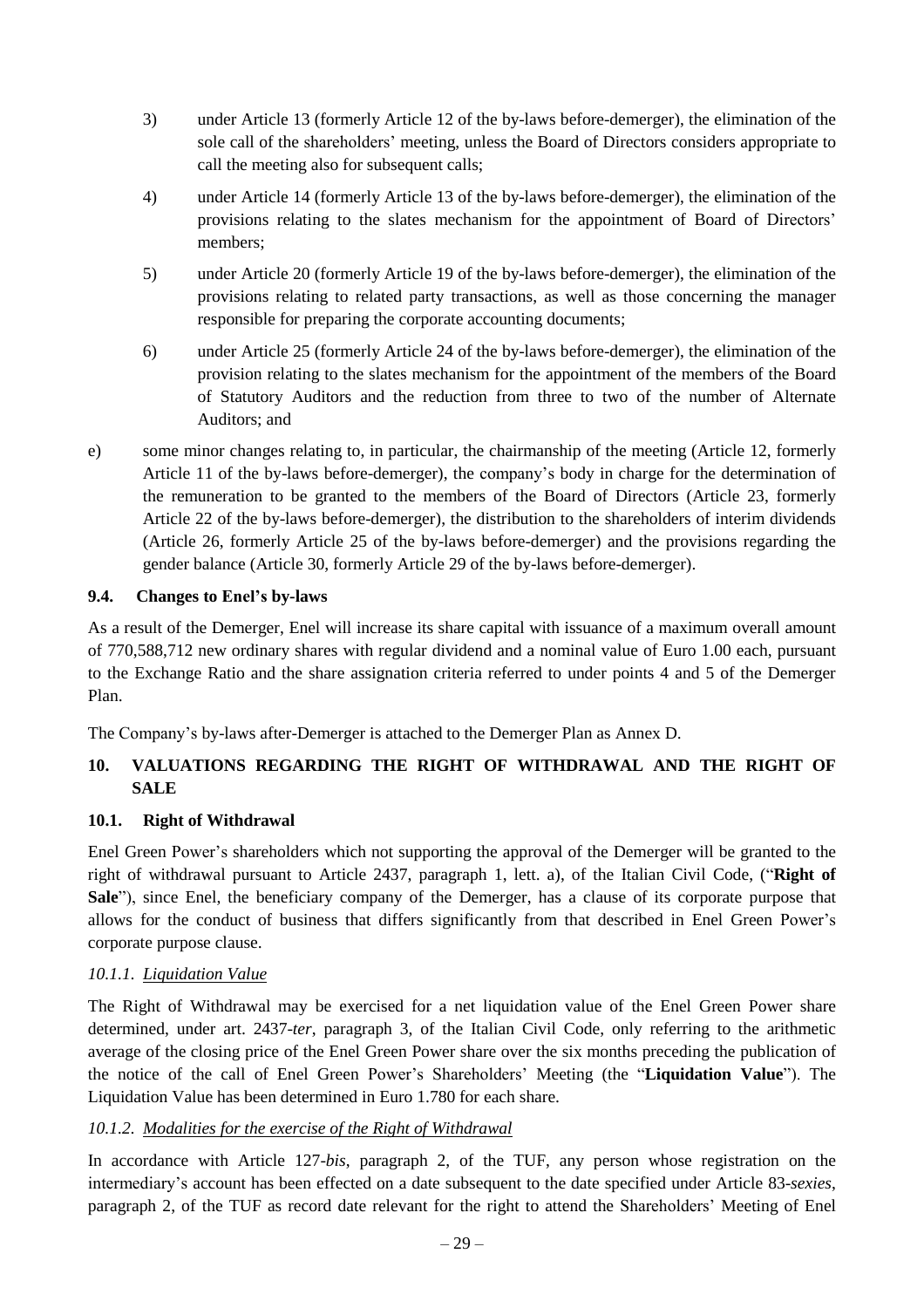3) under Article 13 (formerly Article 12 of the by-laws before-demerger), the elimination of the sole call of the shareholders' meeting, unless the Board of Directors considers appropriate to call the meeting also for subsequent calls;

4) under Article 14 (formerly Article 13 of the by-laws before-demerger), the elimination of the provisions relating to the slates mechanism for the appointment of Board of Directors' members;

5) under Article 20 (formerly Article 19 of the by-laws before-demerger), the elimination of the provisions relating to related party transactions, as well as those concerning the manager responsible for preparing the corporate accounting documents;

6) under Article 25 (formerly Article 24 of the by-laws before-demerger), the elimination of the provision relating to the slates mechanism for the appointment of the members of the Board of Statutory Auditors and the reduction from three to two of the number of Alternate Auditors; and

e) some minor changes relating to, in particular, the chairmanship of the meeting (Article 12, formerly Article 11 of the by-laws before-demerger), the company's body in charge for the determination of the remuneration to be granted to the members of the Board of Directors (Article 23, formerly Article 22 of the by-laws before-demerger), the distribution to the shareholders of interim dividends (Article 26, formerly Article 25 of the by-laws before-demerger) and the provisions regarding the gender balance (Article 30, formerly Article 29 of the by-laws before-demerger).

### 9.4. Changes to Enel's by-laws

As a result of the Demerger, Enel will increase its share capital with issuance of a maximum overall amount of 770,588,712 new ordinary shares with regular dividend and a nominal value of Euro 1.00 each, pursuant to the Exchange Ratio and the share assignation criteria referred to under points 4 and 5 of the Demerger Plan.

The Company's by-laws after-Demerger is attached to the Demerger Plan as Annex D.

## 10. VALUATIONS REGARDING THE RIGHT OF WITHDRAWAL AND THE RIGHT OF SALE

### 10.1. Right of Withdrawal

Enel Green Power's shareholders which not supporting the approval of the Demerger will be granted to the right of withdrawal pursuant to Article 2437, paragraph 1, lett. a), of the Italian Civil Code, ("**Right of Sale**"), since Enel, the beneficiary company of the Demerger, has a clause of its corporate purpose that allows for the conduct of business that differs significantly from that described in Enel Green Power's corporate purpose clause.

#### *10.1.1. Liquidation Value*

The Right of Withdrawal may be exercised for a net liquidation value of the Enel Green Power share determined, under art. 2437-*ter*, paragraph 3, of the Italian Civil Code, only referring to the arithmetic average of the closing price of the Enel Green Power share over the six months preceding the publication of the notice of the call of Enel Green Power's Shareholders' Meeting (the "**Liquidation Value**"). The Liquidation Value has been determined in Euro 1.780 for each share.

#### *10.1.2. Modalities for the exercise of the Right of Withdrawal*

In accordance with Article 127-*bis*, paragraph 2, of the TUF, any person whose registration on the intermediary's account has been effected on a date subsequent to the date specified under Article 83-*sexies*, paragraph 2, of the TUF as record date relevant for the right to attend the Shareholders' Meeting of Enel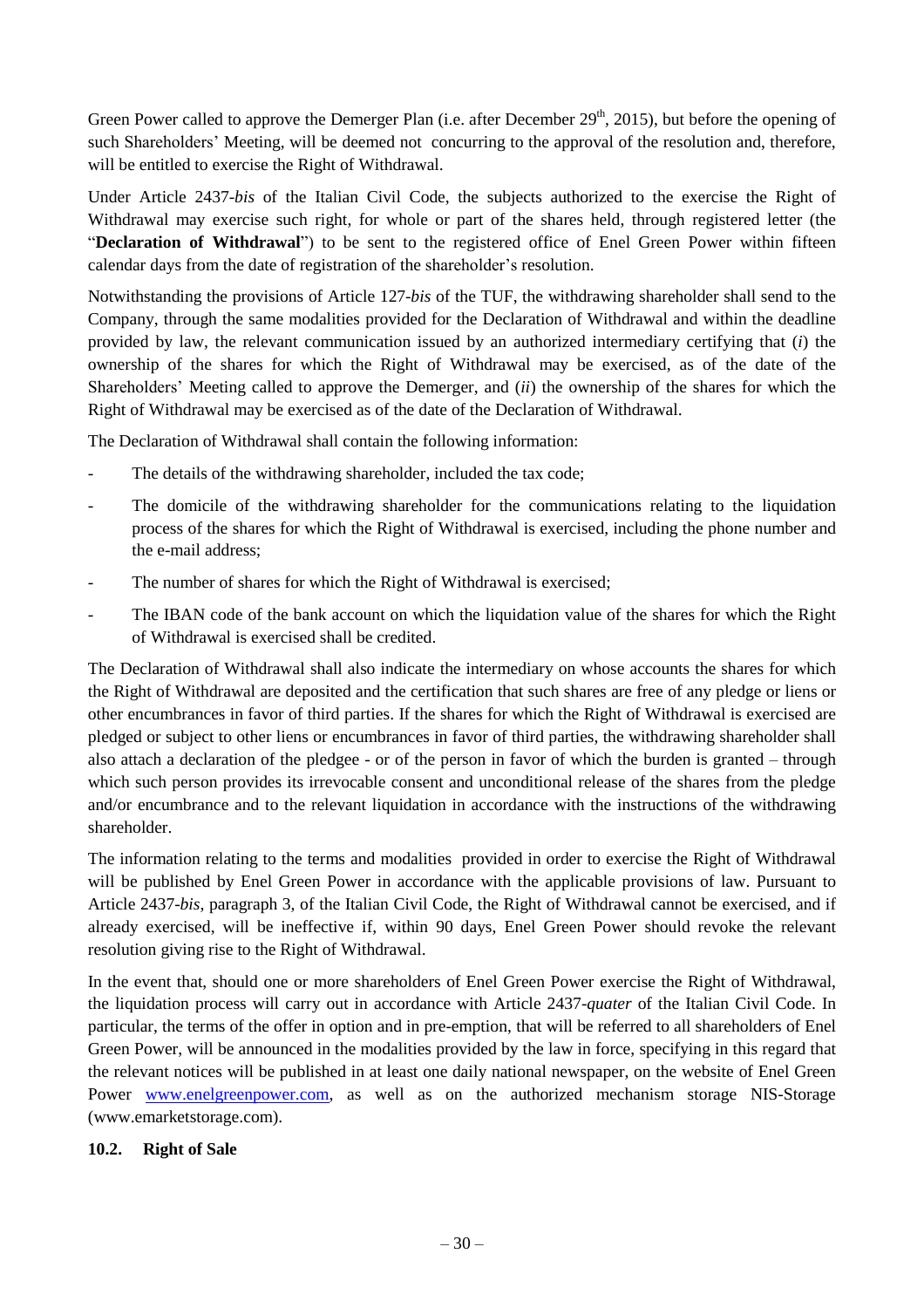Green Power called to approve the Demerger Plan (i.e. after December 29th, 2015), but before the opening of such Shareholders' Meeting, will be deemed not concurring to the approval of the resolution and, therefore, will be entitled to exercise the Right of Withdrawal.

Under Article 2437-*bis* of the Italian Civil Code, the subjects authorized to the exercise the Right of Withdrawal may exercise such right, for whole or part of the shares held, through registered letter (the "**Declaration of Withdrawal**") to be sent to the registered office of Enel Green Power within fifteen calendar days from the date of registration of the shareholder's resolution.

Notwithstanding the provisions of Article 127-*bis* of the TUF, the withdrawing shareholder shall send to the Company, through the same modalities provided for the Declaration of Withdrawal and within the deadline provided by law, the relevant communication issued by an authorized intermediary certifying that (*i*) the ownership of the shares for which the Right of Withdrawal may be exercised, as of the date of the Shareholders' Meeting called to approve the Demerger, and (*ii*) the ownership of the shares for which the Right of Withdrawal may be exercised as of the date of the Declaration of Withdrawal.

The Declaration of Withdrawal shall contain the following information:

- The details of the withdrawing shareholder, included the tax code;
- The domicile of the withdrawing shareholder for the communications relating to the liquidation process of the shares for which the Right of Withdrawal is exercised, including the phone number and the e-mail address;
- The number of shares for which the Right of Withdrawal is exercised;
- The IBAN code of the bank account on which the liquidation value of the shares for which the Right of Withdrawal is exercised shall be credited.

The Declaration of Withdrawal shall also indicate the intermediary on whose accounts the shares for which the Right of Withdrawal are deposited and the certification that such shares are free of any pledge or liens or other encumbrances in favor of third parties. If the shares for which the Right of Withdrawal is exercised are pledged or subject to other liens or encumbrances in favor of third parties, the withdrawing shareholder shall also attach a declaration of the pledgee - or of the person in favor of which the burden is granted – through which such person provides its irrevocable consent and unconditional release of the shares from the pledge and/or encumbrance and to the relevant liquidation in accordance with the instructions of the withdrawing shareholder.

The information relating to the terms and modalities provided in order to exercise the Right of Withdrawal will be published by Enel Green Power in accordance with the applicable provisions of law. Pursuant to Article 2437-*bis*, paragraph 3, of the Italian Civil Code, the Right of Withdrawal cannot be exercised, and if already exercised, will be ineffective if, within 90 days, Enel Green Power should revoke the relevant resolution giving rise to the Right of Withdrawal.

In the event that, should one or more shareholders of Enel Green Power exercise the Right of Withdrawal, the liquidation process will carry out in accordance with Article 2437-*quater* of the Italian Civil Code. In particular, the terms of the offer in option and in pre-emption, that will be referred to all shareholders of Enel Green Power, will be announced in the modalities provided by the law in force, specifying in this regard that the relevant notices will be published in at least one daily national newspaper, on the website of Enel Green Power www.enelgreenpower.com, as well as on the authorized mechanism storage NIS-Storage (www.emarketstorage.com).

### 10.2. Right of Sale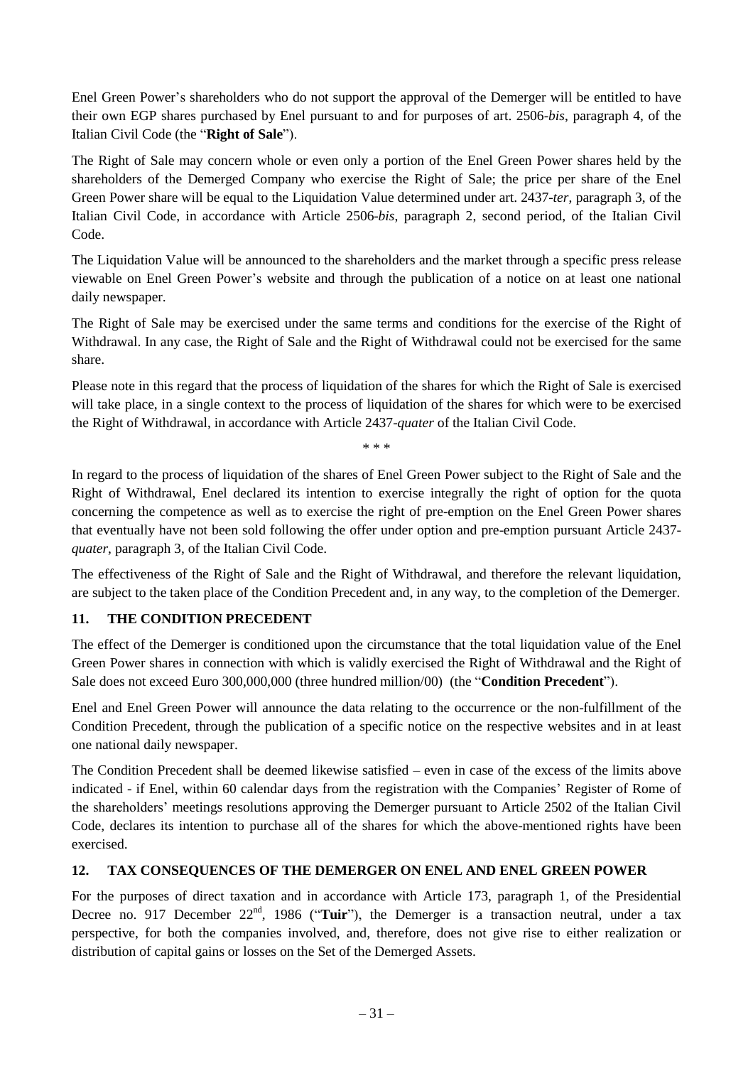Enel Green Power's shareholders who do not support the approval of the Demerger will be entitled to have their own EGP shares purchased by Enel pursuant to and for purposes of art. 2506-*bis*, paragraph 4, of the Italian Civil Code (the "**Right of Sale**").

The Right of Sale may concern whole or even only a portion of the Enel Green Power shares held by the shareholders of the Demerged Company who exercise the Right of Sale; the price per share of the Enel Green Power share will be equal to the Liquidation Value determined under art. 2437-*ter*, paragraph 3, of the Italian Civil Code, in accordance with Article 2506-*bis*, paragraph 2, second period, of the Italian Civil Code.

The Liquidation Value will be announced to the shareholders and the market through a specific press release viewable on Enel Green Power's website and through the publication of a notice on at least one national daily newspaper.

The Right of Sale may be exercised under the same terms and conditions for the exercise of the Right of Withdrawal. In any case, the Right of Sale and the Right of Withdrawal could not be exercised for the same share.

Please note in this regard that the process of liquidation of the shares for which the Right of Sale is exercised will take place, in a single context to the process of liquidation of the shares for which were to be exercised the Right of Withdrawal, in accordance with Article 2437-*quater* of the Italian Civil Code.

\* \* \*

In regard to the process of liquidation of the shares of Enel Green Power subject to the Right of Sale and the Right of Withdrawal, Enel declared its intention to exercise integrally the right of option for the quota concerning the competence as well as to exercise the right of pre-emption on the Enel Green Power shares that eventually have not been sold following the offer under option and pre-emption pursuant Article 2437-*quater*, paragraph 3, of the Italian Civil Code.

The effectiveness of the Right of Sale and the Right of Withdrawal, and therefore the relevant liquidation, are subject to the taken place of the Condition Precedent and, in any way, to the completion of the Demerger.

## 11. THE CONDITION PRECEDENT

The effect of the Demerger is conditioned upon the circumstance that the total liquidation value of the Enel Green Power shares in connection with which is validly exercised the Right of Withdrawal and the Right of Sale does not exceed Euro 300,000,000 (three hundred million/00) (the "**Condition Precedent**").

Enel and Enel Green Power will announce the data relating to the occurrence or the non-fulfillment of the Condition Precedent, through the publication of a specific notice on the respective websites and in at least one national daily newspaper.

The Condition Precedent shall be deemed likewise satisfied – even in case of the excess of the limits above indicated - if Enel, within 60 calendar days from the registration with the Companies' Register of Rome of the shareholders' meetings resolutions approving the Demerger pursuant to Article 2502 of the Italian Civil Code, declares its intention to purchase all of the shares for which the above-mentioned rights have been exercised.

## 12. TAX CONSEQUENCES OF THE DEMERGER ON ENEL AND ENEL GREEN POWER

For the purposes of direct taxation and in accordance with Article 173, paragraph 1, of the Presidential Decree no. 917 December 22nd, 1986 ("**Tuir**"), the Demerger is a transaction neutral, under a tax perspective, for both the companies involved, and, therefore, does not give rise to either realization or distribution of capital gains or losses on the Set of the Demerged Assets.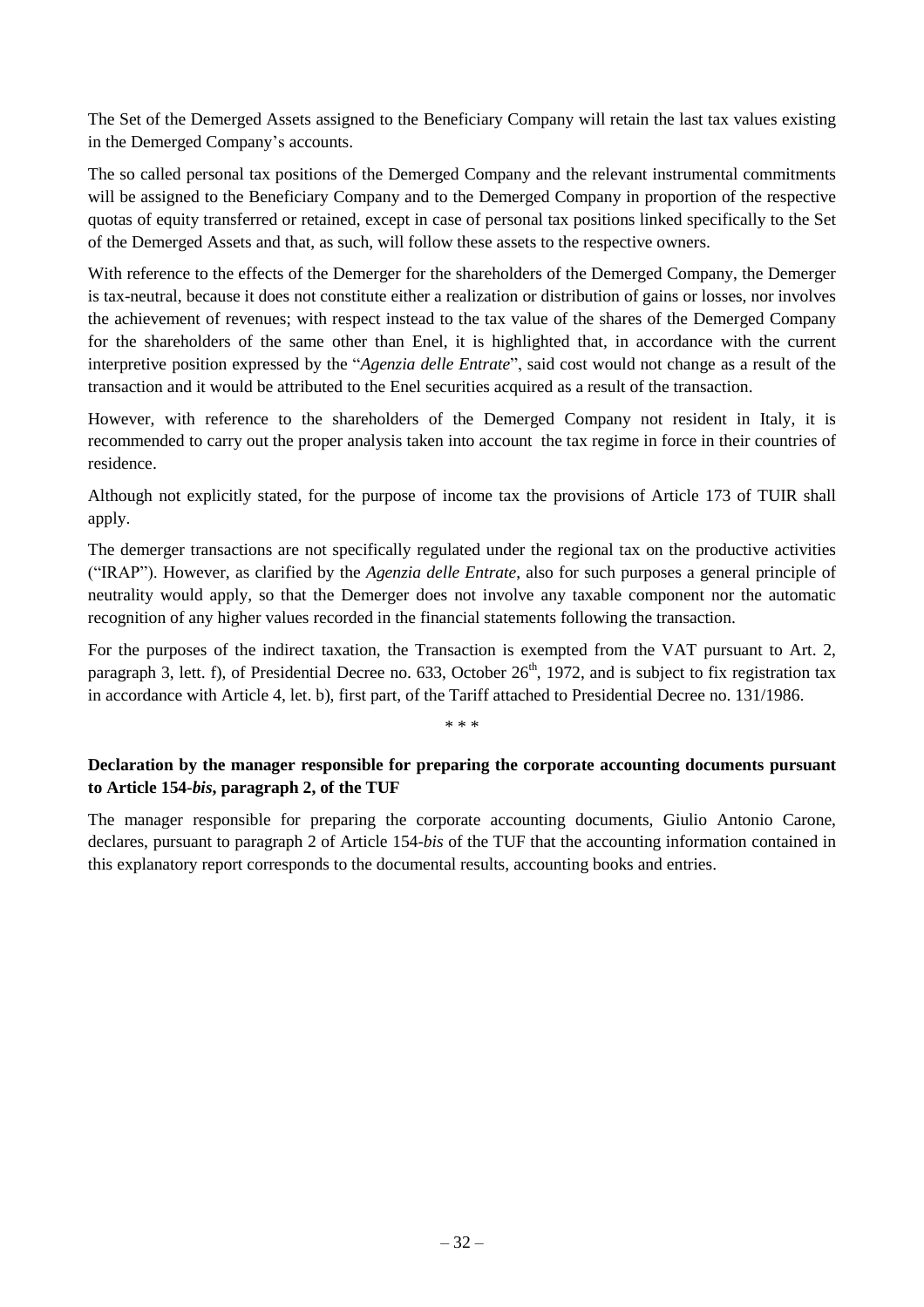The Set of the Demerged Assets assigned to the Beneficiary Company will retain the last tax values existing in the Demerged Company's accounts.

The so called personal tax positions of the Demerged Company and the relevant instrumental commitments will be assigned to the Beneficiary Company and to the Demerged Company in proportion of the respective quotas of equity transferred or retained, except in case of personal tax positions linked specifically to the Set of the Demerged Assets and that, as such, will follow these assets to the respective owners.

With reference to the effects of the Demerger for the shareholders of the Demerged Company, the Demerger is tax-neutral, because it does not constitute either a realization or distribution of gains or losses, nor involves the achievement of revenues; with respect instead to the tax value of the shares of the Demerged Company for the shareholders of the same other than Enel, it is highlighted that, in accordance with the current interpretive position expressed by the "*Agenzia delle Entrate*", said cost would not change as a result of the transaction and it would be attributed to the Enel securities acquired as a result of the transaction.

However, with reference to the shareholders of the Demerged Company not resident in Italy, it is recommended to carry out the proper analysis taken into account the tax regime in force in their countries of residence.

Although not explicitly stated, for the purpose of income tax the provisions of Article 173 of TUIR shall apply.

The demerger transactions are not specifically regulated under the regional tax on the productive activities ("IRAP"). However, as clarified by the *Agenzia delle Entrate*, also for such purposes a general principle of neutrality would apply, so that the Demerger does not involve any taxable component nor the automatic recognition of any higher values recorded in the financial statements following the transaction.

For the purposes of the indirect taxation, the Transaction is exempted from the VAT pursuant to Art. 2, paragraph 3, lett. f), of Presidential Decree no. 633, October 26th, 1972, and is subject to fix registration tax in accordance with Article 4, let. b), first part, of the Tariff attached to Presidential Decree no. 131/1986.

\* \* \*

**Declaration by the manager responsible for preparing the corporate accounting documents pursuant to Article 154-*bis*, paragraph 2, of the TUF**

The manager responsible for preparing the corporate accounting documents, Giulio Antonio Carone, declares, pursuant to paragraph 2 of Article 154-*bis* of the TUF that the accounting information contained in this explanatory report corresponds to the documental results, accounting books and entries.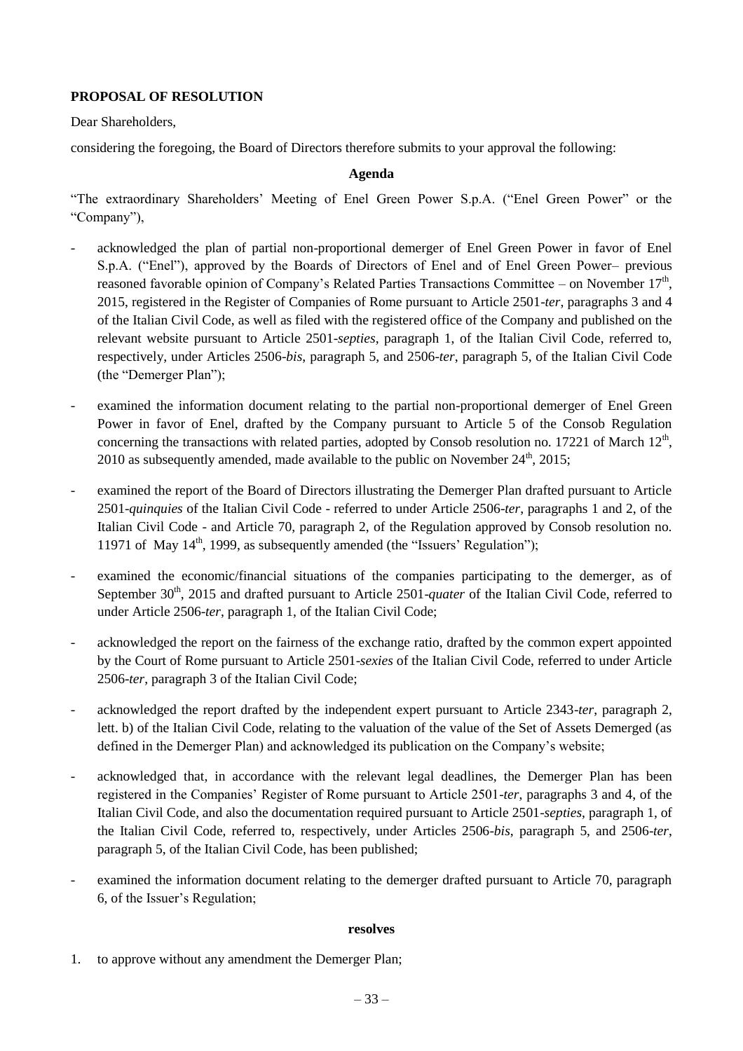**PROPOSAL OF RESOLUTION**

Dear Shareholders,

considering the foregoing, the Board of Directors therefore submits to your approval the following:

**Agenda**

"The extraordinary Shareholders' Meeting of Enel Green Power S.p.A. ("Enel Green Power" or the "Company"),

- acknowledged the plan of partial non-proportional demerger of Enel Green Power in favor of Enel S.p.A. ("Enel"), approved by the Boards of Directors of Enel and of Enel Green Power– previous reasoned favorable opinion of Company's Related Parties Transactions Committee – on November 17th, 2015, registered in the Register of Companies of Rome pursuant to Article 2501-*ter*, paragraphs 3 and 4 of the Italian Civil Code, as well as filed with the registered office of the Company and published on the relevant website pursuant to Article 2501-*septies*, paragraph 1, of the Italian Civil Code, referred to, respectively, under Articles 2506-*bis*, paragraph 5, and 2506-*ter*, paragraph 5, of the Italian Civil Code (the "Demerger Plan");
- examined the information document relating to the partial non-proportional demerger of Enel Green Power in favor of Enel, drafted by the Company pursuant to Article 5 of the Consob Regulation concerning the transactions with related parties, adopted by Consob resolution no. 17221 of March 12th, 2010 as subsequently amended, made available to the public on November 24th, 2015;
- examined the report of the Board of Directors illustrating the Demerger Plan drafted pursuant to Article 2501-*quinquies* of the Italian Civil Code - referred to under Article 2506-*ter*, paragraphs 1 and 2, of the Italian Civil Code - and Article 70, paragraph 2, of the Regulation approved by Consob resolution no. 11971 of May 14th, 1999, as subsequently amended (the "Issuers' Regulation");
- examined the economic/financial situations of the companies participating to the demerger, as of September 30th, 2015 and drafted pursuant to Article 2501-*quater* of the Italian Civil Code, referred to under Article 2506-*ter*, paragraph 1, of the Italian Civil Code;
- acknowledged the report on the fairness of the exchange ratio, drafted by the common expert appointed by the Court of Rome pursuant to Article 2501-*sexies* of the Italian Civil Code, referred to under Article 2506-*ter*, paragraph 3 of the Italian Civil Code;
- acknowledged the report drafted by the independent expert pursuant to Article 2343-*ter*, paragraph 2, lett. b) of the Italian Civil Code, relating to the valuation of the value of the Set of Assets Demerged (as defined in the Demerger Plan) and acknowledged its publication on the Company's website;
- acknowledged that, in accordance with the relevant legal deadlines, the Demerger Plan has been registered in the Companies' Register of Rome pursuant to Article 2501-*ter*, paragraphs 3 and 4, of the Italian Civil Code, and also the documentation required pursuant to Article 2501-*septies*, paragraph 1, of the Italian Civil Code, referred to, respectively, under Articles 2506-*bis*, paragraph 5, and 2506-*ter*, paragraph 5, of the Italian Civil Code, has been published;
- examined the information document relating to the demerger drafted pursuant to Article 70, paragraph 6, of the Issuer's Regulation;

**resolves**

1. to approve without any amendment the Demerger Plan;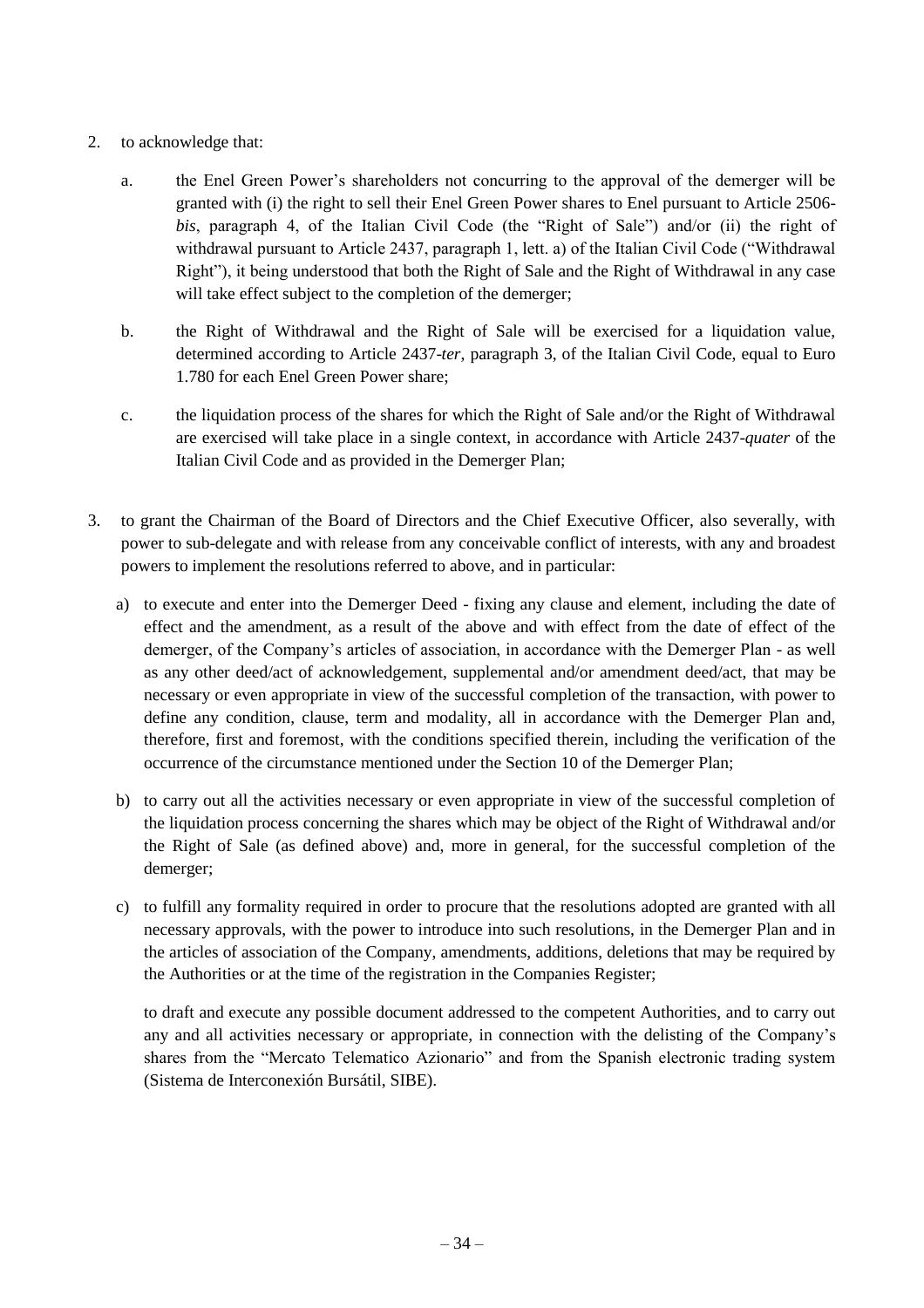2. to acknowledge that:

   a. the Enel Green Power's shareholders not concurring to the approval of the demerger will be granted with (i) the right to sell their Enel Green Power shares to Enel pursuant to Article 2506-*bis*, paragraph 4, of the Italian Civil Code (the "Right of Sale") and/or (ii) the right of withdrawal pursuant to Article 2437, paragraph 1, lett. a) of the Italian Civil Code ("Withdrawal Right"), it being understood that both the Right of Sale and the Right of Withdrawal in any case will take effect subject to the completion of the demerger;

   b. the Right of Withdrawal and the Right of Sale will be exercised for a liquidation value, determined according to Article 2437-*ter*, paragraph 3, of the Italian Civil Code, equal to Euro 1.780 for each Enel Green Power share;

   c. the liquidation process of the shares for which the Right of Sale and/or the Right of Withdrawal are exercised will take place in a single context, in accordance with Article 2437-*quater* of the Italian Civil Code and as provided in the Demerger Plan;

3. to grant the Chairman of the Board of Directors and the Chief Executive Officer, also severally, with power to sub-delegate and with release from any conceivable conflict of interests, with any and broadest powers to implement the resolutions referred to above, and in particular:

   a) to execute and enter into the Demerger Deed - fixing any clause and element, including the date of effect and the amendment, as a result of the above and with effect from the date of effect of the demerger, of the Company's articles of association, in accordance with the Demerger Plan - as well as any other deed/act of acknowledgement, supplemental and/or amendment deed/act, that may be necessary or even appropriate in view of the successful completion of the transaction, with power to define any condition, clause, term and modality, all in accordance with the Demerger Plan and, therefore, first and foremost, with the conditions specified therein, including the verification of the occurrence of the circumstance mentioned under the Section 10 of the Demerger Plan;

   b) to carry out all the activities necessary or even appropriate in view of the successful completion of the liquidation process concerning the shares which may be object of the Right of Withdrawal and/or the Right of Sale (as defined above) and, more in general, for the successful completion of the demerger;

   c) to fulfill any formality required in order to procure that the resolutions adopted are granted with all necessary approvals, with the power to introduce into such resolutions, in the Demerger Plan and in the articles of association of the Company, amendments, additions, deletions that may be required by the Authorities or at the time of the registration in the Companies Register;

   to draft and execute any possible document addressed to the competent Authorities, and to carry out any and all activities necessary or appropriate, in connection with the delisting of the Company's shares from the "Mercato Telematico Azionario" and from the Spanish electronic trading system (Sistema de Interconexión Bursátil, SIBE).